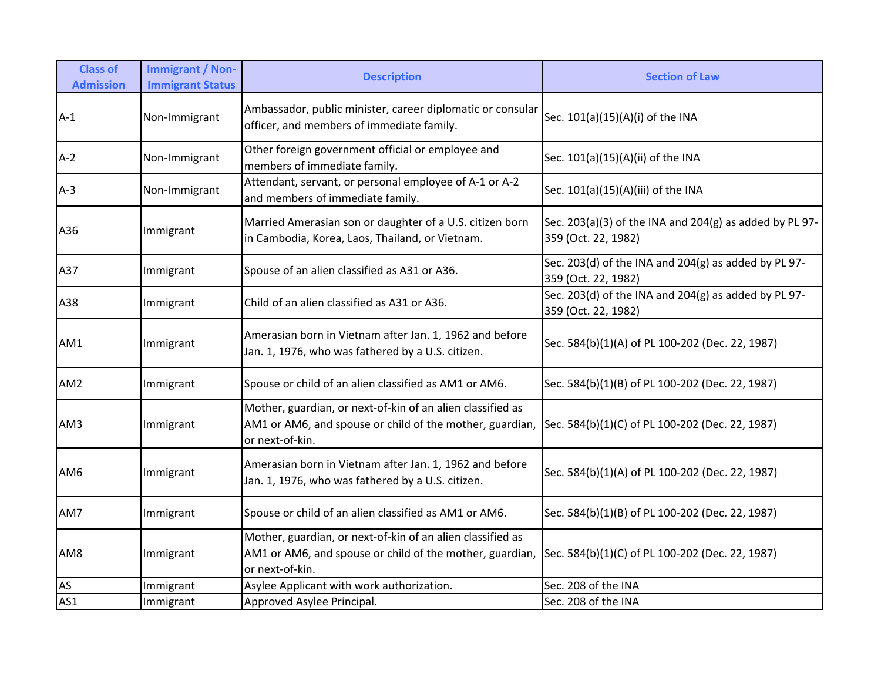| Class of Admission | Immigrant / Non-Immigrant Status | Description | Section of Law |
|---|---|---|---|
| A-1 | Non-Immigrant | Ambassador, public minister, career diplomatic or consular officer, and members of immediate family. | Sec. 101(a)(15)(A)(i) of the INA |
| A-2 | Non-Immigrant | Other foreign government official or employee and members of immediate family. | Sec. 101(a)(15)(A)(ii) of the INA |
| A-3 | Non-Immigrant | Attendant, servant, or personal employee of A-1 or A-2 and members of immediate family. | Sec. 101(a)(15)(A)(iii) of the INA |
| A36 | Immigrant | Married Amerasian son or daughter of a U.S. citizen born in Cambodia, Korea, Laos, Thailand, or Vietnam. | Sec. 203(a)(3) of the INA and 204(g) as added by PL 97-359 (Oct. 22, 1982) |
| A37 | Immigrant | Spouse of an alien classified as A31 or A36. | Sec. 203(d) of the INA and 204(g) as added by PL 97-359 (Oct. 22, 1982) |
| A38 | Immigrant | Child of an alien classified as A31 or A36. | Sec. 203(d) of the INA and 204(g) as added by PL 97-359 (Oct. 22, 1982) |
| AM1 | Immigrant | Amerasian born in Vietnam after Jan. 1, 1962 and before Jan. 1, 1976, who was fathered by a U.S. citizen. | Sec. 584(b)(1)(A) of PL 100-202 (Dec. 22, 1987) |
| AM2 | Immigrant | Spouse or child of an alien classified as AM1 or AM6. | Sec. 584(b)(1)(B) of PL 100-202 (Dec. 22, 1987) |
| AM3 | Immigrant | Mother, guardian, or next-of-kin of an alien classified as AM1 or AM6, and spouse or child of the mother, guardian, or next-of-kin. | Sec. 584(b)(1)(C) of PL 100-202 (Dec. 22, 1987) |
| AM6 | Immigrant | Amerasian born in Vietnam after Jan. 1, 1962 and before Jan. 1, 1976, who was fathered by a U.S. citizen. | Sec. 584(b)(1)(A) of PL 100-202 (Dec. 22, 1987) |
| AM7 | Immigrant | Spouse or child of an alien classified as AM1 or AM6. | Sec. 584(b)(1)(B) of PL 100-202 (Dec. 22, 1987) |
| AM8 | Immigrant | Mother, guardian, or next-of-kin of an alien classified as AM1 or AM6, and spouse or child of the mother, guardian, or next-of-kin. | Sec. 584(b)(1)(C) of PL 100-202 (Dec. 22, 1987) |
| AS | Immigrant | Asylee Applicant with work authorization. | Sec. 208 of the INA |
| AS1 | Immigrant | Approved Asylee Principal. | Sec. 208 of the INA |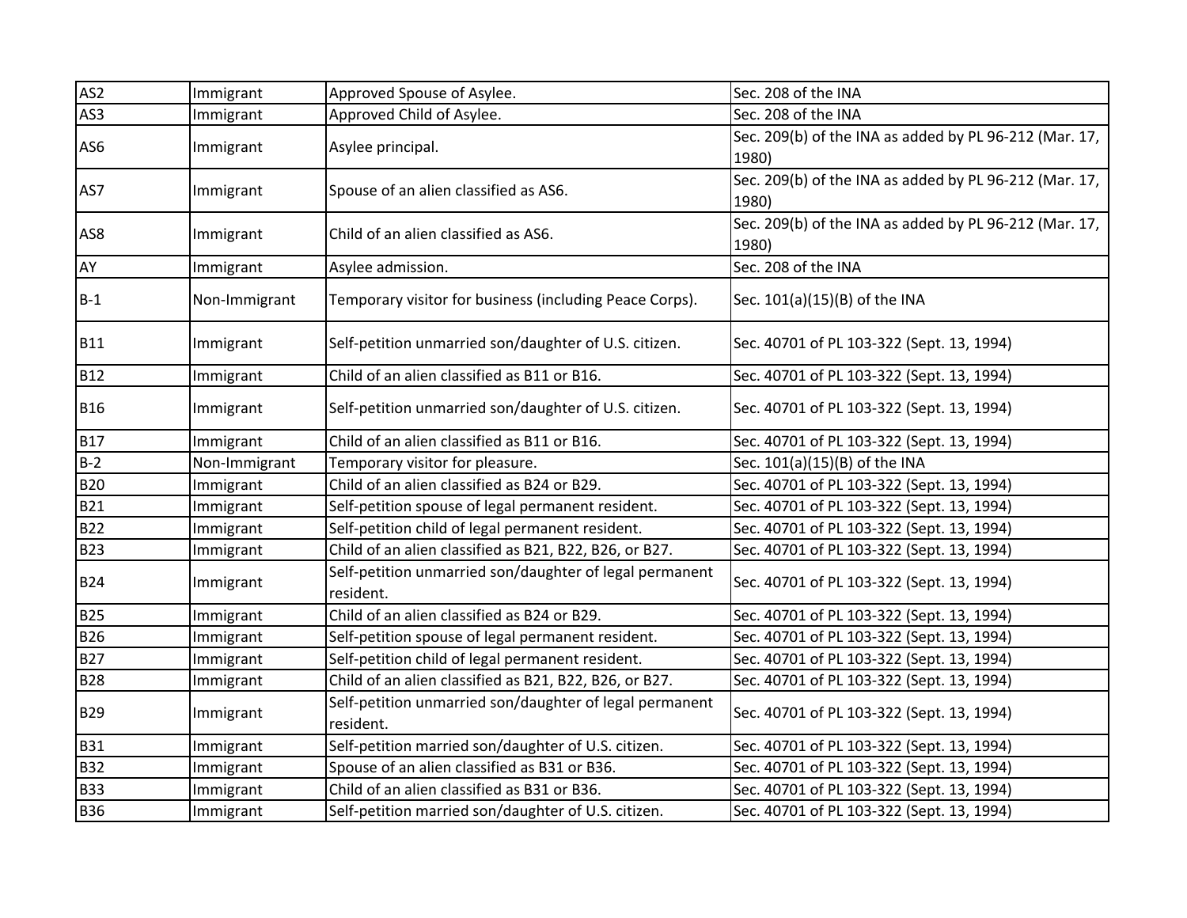| AS2 | Immigrant | Approved Spouse of Asylee. | Sec. 208 of the INA |
|---|---|---|---|
| AS3 | Immigrant | Approved Child of Asylee. | Sec. 208 of the INA |
| AS6 | Immigrant | Asylee principal. | Sec. 209(b) of the INA as added by PL 96-212 (Mar. 17, 1980) |
| AS7 | Immigrant | Spouse of an alien classified as AS6. | Sec. 209(b) of the INA as added by PL 96-212 (Mar. 17, 1980) |
| AS8 | Immigrant | Child of an alien classified as AS6. | Sec. 209(b) of the INA as added by PL 96-212 (Mar. 17, 1980) |
| AY | Immigrant | Asylee admission. | Sec. 208 of the INA |
| B-1 | Non-Immigrant | Temporary visitor for business (including Peace Corps). | Sec. 101(a)(15)(B) of the INA |
| B11 | Immigrant | Self-petition unmarried son/daughter of U.S. citizen. | Sec. 40701 of PL 103-322 (Sept. 13, 1994) |
| B12 | Immigrant | Child of an alien classified as B11 or B16. | Sec. 40701 of PL 103-322 (Sept. 13, 1994) |
| B16 | Immigrant | Self-petition unmarried son/daughter of U.S. citizen. | Sec. 40701 of PL 103-322 (Sept. 13, 1994) |
| B17 | Immigrant | Child of an alien classified as B11 or B16. | Sec. 40701 of PL 103-322 (Sept. 13, 1994) |
| B-2 | Non-Immigrant | Temporary visitor for pleasure. | Sec. 101(a)(15)(B) of the INA |
| B20 | Immigrant | Child of an alien classified as B24 or B29. | Sec. 40701 of PL 103-322 (Sept. 13, 1994) |
| B21 | Immigrant | Self-petition spouse of legal permanent resident. | Sec. 40701 of PL 103-322 (Sept. 13, 1994) |
| B22 | Immigrant | Self-petition child of legal permanent resident. | Sec. 40701 of PL 103-322 (Sept. 13, 1994) |
| B23 | Immigrant | Child of an alien classified as B21, B22, B26, or B27. | Sec. 40701 of PL 103-322 (Sept. 13, 1994) |
| B24 | Immigrant | Self-petition unmarried son/daughter of legal permanent resident. | Sec. 40701 of PL 103-322 (Sept. 13, 1994) |
| B25 | Immigrant | Child of an alien classified as B24 or B29. | Sec. 40701 of PL 103-322 (Sept. 13, 1994) |
| B26 | Immigrant | Self-petition spouse of legal permanent resident. | Sec. 40701 of PL 103-322 (Sept. 13, 1994) |
| B27 | Immigrant | Self-petition child of legal permanent resident. | Sec. 40701 of PL 103-322 (Sept. 13, 1994) |
| B28 | Immigrant | Child of an alien classified as B21, B22, B26, or B27. | Sec. 40701 of PL 103-322 (Sept. 13, 1994) |
| B29 | Immigrant | Self-petition unmarried son/daughter of legal permanent resident. | Sec. 40701 of PL 103-322 (Sept. 13, 1994) |
| B31 | Immigrant | Self-petition married son/daughter of U.S. citizen. | Sec. 40701 of PL 103-322 (Sept. 13, 1994) |
| B32 | Immigrant | Spouse of an alien classified as B31 or B36. | Sec. 40701 of PL 103-322 (Sept. 13, 1994) |
| B33 | Immigrant | Child of an alien classified as B31 or B36. | Sec. 40701 of PL 103-322 (Sept. 13, 1994) |
| B36 | Immigrant | Self-petition married son/daughter of U.S. citizen. | Sec. 40701 of PL 103-322 (Sept. 13, 1994) |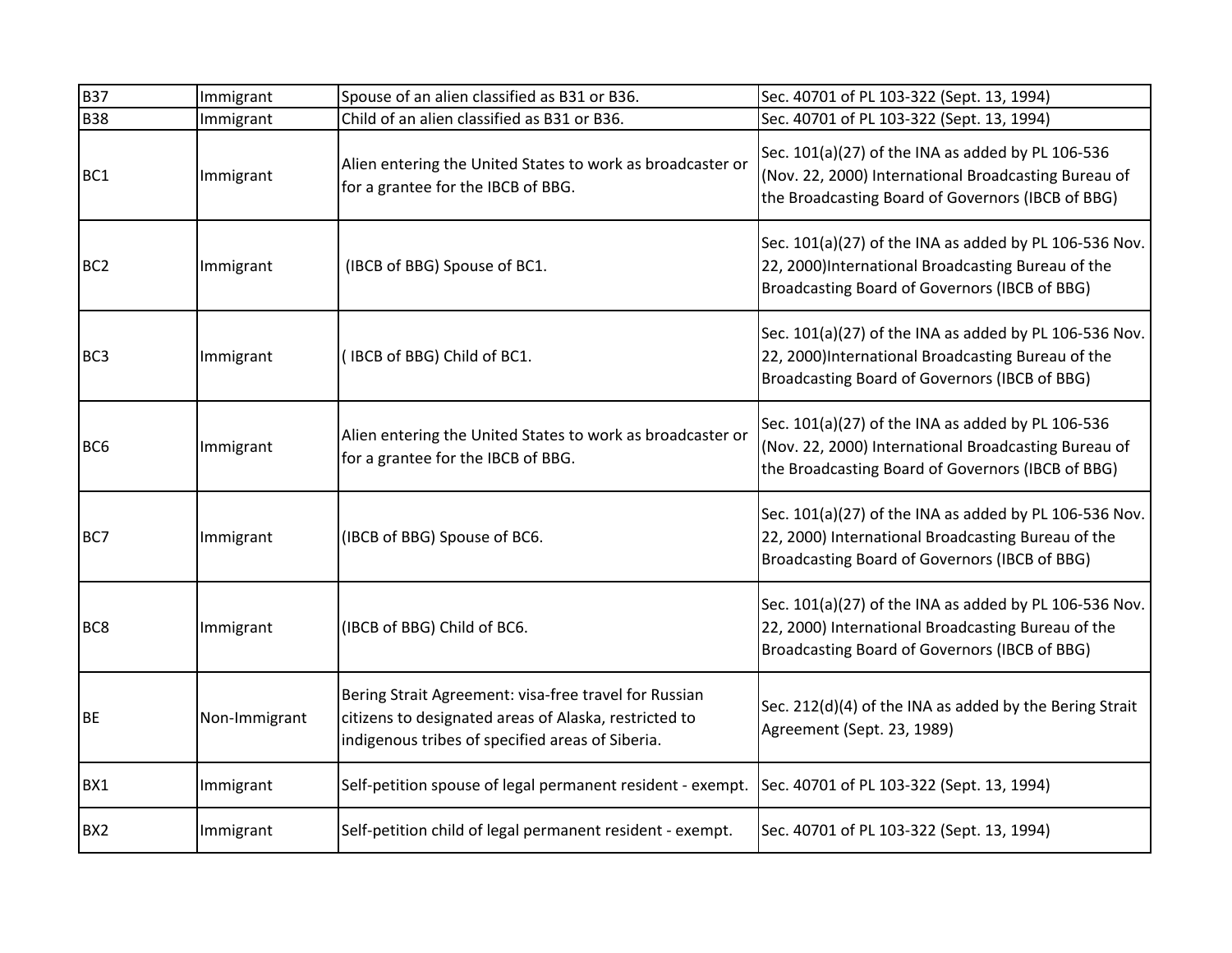| | | | |
|---|---|---|---|
| B37 | Immigrant | Spouse of an alien classified as B31 or B36. | Sec. 40701 of PL 103-322 (Sept. 13, 1994) |
| B38 | Immigrant | Child of an alien classified as B31 or B36. | Sec. 40701 of PL 103-322 (Sept. 13, 1994) |
| BC1 | Immigrant | Alien entering the United States to work as broadcaster or for a grantee for the IBCB of BBG. | Sec. 101(a)(27) of the INA as added by PL 106-536 (Nov. 22, 2000) International Broadcasting Bureau of the Broadcasting Board of Governors (IBCB of BBG) |
| BC2 | Immigrant | (IBCB of BBG) Spouse of BC1. | Sec. 101(a)(27) of the INA as added by PL 106-536 Nov. 22, 2000)International Broadcasting Bureau of the Broadcasting Board of Governors (IBCB of BBG) |
| BC3 | Immigrant | ( IBCB of BBG) Child of BC1. | Sec. 101(a)(27) of the INA as added by PL 106-536 Nov. 22, 2000)International Broadcasting Bureau of the Broadcasting Board of Governors (IBCB of BBG) |
| BC6 | Immigrant | Alien entering the United States to work as broadcaster or for a grantee for the IBCB of BBG. | Sec. 101(a)(27) of the INA as added by PL 106-536 (Nov. 22, 2000) International Broadcasting Bureau of the Broadcasting Board of Governors (IBCB of BBG) |
| BC7 | Immigrant | (IBCB of BBG) Spouse of BC6. | Sec. 101(a)(27) of the INA as added by PL 106-536 Nov. 22, 2000) International Broadcasting Bureau of the Broadcasting Board of Governors (IBCB of BBG) |
| BC8 | Immigrant | (IBCB of BBG) Child of BC6. | Sec. 101(a)(27) of the INA as added by PL 106-536 Nov. 22, 2000) International Broadcasting Bureau of the Broadcasting Board of Governors (IBCB of BBG) |
| BE | Non-Immigrant | Bering Strait Agreement: visa-free travel for Russian citizens to designated areas of Alaska, restricted to indigenous tribes of specified areas of Siberia. | Sec. 212(d)(4) of the INA as added by the Bering Strait Agreement (Sept. 23, 1989) |
| BX1 | Immigrant | Self-petition spouse of legal permanent resident - exempt. | Sec. 40701 of PL 103-322 (Sept. 13, 1994) |
| BX2 | Immigrant | Self-petition child of legal permanent resident - exempt. | Sec. 40701 of PL 103-322 (Sept. 13, 1994) |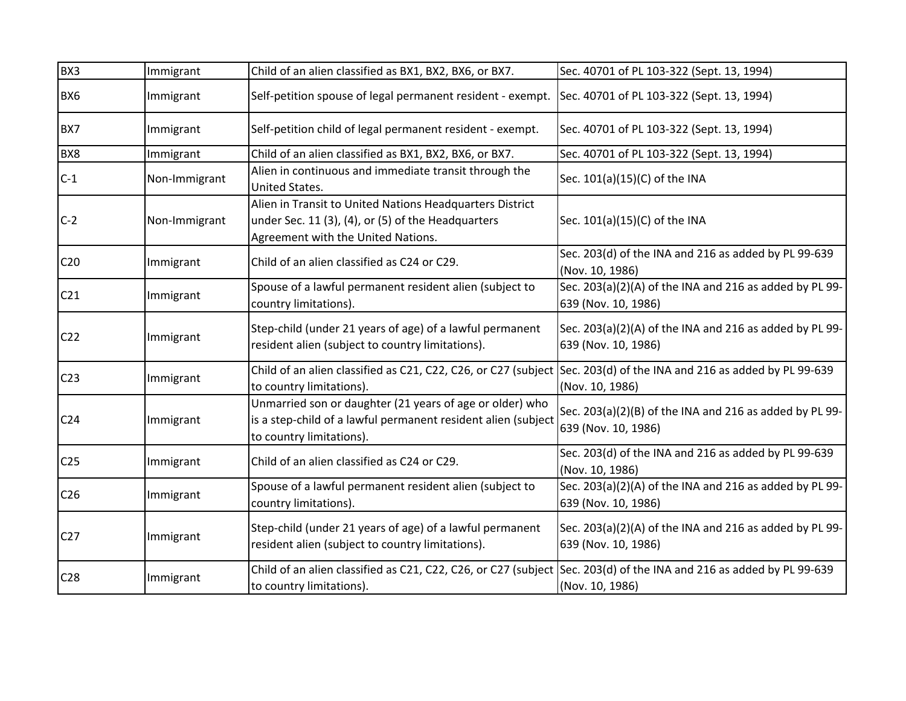| BX3 | Immigrant | Child of an alien classified as BX1, BX2, BX6, or BX7. | Sec. 40701 of PL 103-322 (Sept. 13, 1994) |
|---|---|---|---|
| BX6 | Immigrant | Self-petition spouse of legal permanent resident - exempt. | Sec. 40701 of PL 103-322 (Sept. 13, 1994) |
| BX7 | Immigrant | Self-petition child of legal permanent resident - exempt. | Sec. 40701 of PL 103-322 (Sept. 13, 1994) |
| BX8 | Immigrant | Child of an alien classified as BX1, BX2, BX6, or BX7. | Sec. 40701 of PL 103-322 (Sept. 13, 1994) |
| C-1 | Non-Immigrant | Alien in continuous and immediate transit through the United States. | Sec. 101(a)(15)(C) of the INA |
| C-2 | Non-Immigrant | Alien in Transit to United Nations Headquarters District under Sec. 11 (3), (4), or (5) of the Headquarters Agreement with the United Nations. | Sec. 101(a)(15)(C) of the INA |
| C20 | Immigrant | Child of an alien classified as C24 or C29. | Sec. 203(d) of the INA and 216 as added by PL 99-639 (Nov. 10, 1986) |
| C21 | Immigrant | Spouse of a lawful permanent resident alien (subject to country limitations). | Sec. 203(a)(2)(A) of the INA and 216 as added by PL 99-639 (Nov. 10, 1986) |
| C22 | Immigrant | Step-child (under 21 years of age) of a lawful permanent resident alien (subject to country limitations). | Sec. 203(a)(2)(A) of the INA and 216 as added by PL 99-639 (Nov. 10, 1986) |
| C23 | Immigrant | Child of an alien classified as C21, C22, C26, or C27 (subject to country limitations). | Sec. 203(d) of the INA and 216 as added by PL 99-639 (Nov. 10, 1986) |
| C24 | Immigrant | Unmarried son or daughter (21 years of age or older) who is a step-child of a lawful permanent resident alien (subject to country limitations). | Sec. 203(a)(2)(B) of the INA and 216 as added by PL 99-639 (Nov. 10, 1986) |
| C25 | Immigrant | Child of an alien classified as C24 or C29. | Sec. 203(d) of the INA and 216 as added by PL 99-639 (Nov. 10, 1986) |
| C26 | Immigrant | Spouse of a lawful permanent resident alien (subject to country limitations). | Sec. 203(a)(2)(A) of the INA and 216 as added by PL 99-639 (Nov. 10, 1986) |
| C27 | Immigrant | Step-child (under 21 years of age) of a lawful permanent resident alien (subject to country limitations). | Sec. 203(a)(2)(A) of the INA and 216 as added by PL 99-639 (Nov. 10, 1986) |
| C28 | Immigrant | Child of an alien classified as C21, C22, C26, or C27 (subject to country limitations). | Sec. 203(d) of the INA and 216 as added by PL 99-639 (Nov. 10, 1986) |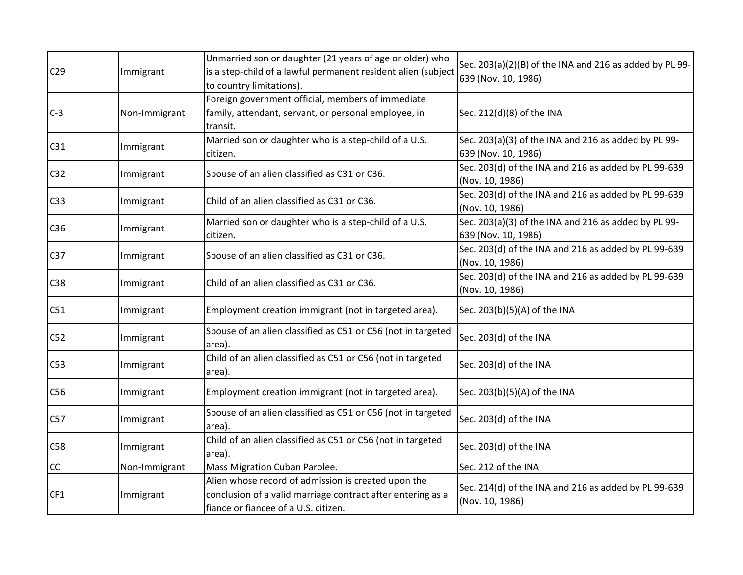| C29 | Immigrant | Unmarried son or daughter (21 years of age or older) who is a step-child of a lawful permanent resident alien (subject to country limitations). | Sec. 203(a)(2)(B) of the INA and 216 as added by PL 99-639 (Nov. 10, 1986) |
|---|---|---|---|
| C-3 | Non-Immigrant | Foreign government official, members of immediate family, attendant, servant, or personal employee, in transit. | Sec. 212(d)(8) of the INA |
| C31 | Immigrant | Married son or daughter who is a step-child of a U.S. citizen. | Sec. 203(a)(3) of the INA and 216 as added by PL 99-639 (Nov. 10, 1986) |
| C32 | Immigrant | Spouse of an alien classified as C31 or C36. | Sec. 203(d) of the INA and 216 as added by PL 99-639 (Nov. 10, 1986) |
| C33 | Immigrant | Child of an alien classified as C31 or C36. | Sec. 203(d) of the INA and 216 as added by PL 99-639 (Nov. 10, 1986) |
| C36 | Immigrant | Married son or daughter who is a step-child of a U.S. citizen. | Sec. 203(a)(3) of the INA and 216 as added by PL 99-639 (Nov. 10, 1986) |
| C37 | Immigrant | Spouse of an alien classified as C31 or C36. | Sec. 203(d) of the INA and 216 as added by PL 99-639 (Nov. 10, 1986) |
| C38 | Immigrant | Child of an alien classified as C31 or C36. | Sec. 203(d) of the INA and 216 as added by PL 99-639 (Nov. 10, 1986) |
| C51 | Immigrant | Employment creation immigrant (not in targeted area). | Sec. 203(b)(5)(A) of the INA |
| C52 | Immigrant | Spouse of an alien classified as C51 or C56 (not in targeted area). | Sec. 203(d) of the INA |
| C53 | Immigrant | Child of an alien classified as C51 or C56 (not in targeted area). | Sec. 203(d) of the INA |
| C56 | Immigrant | Employment creation immigrant (not in targeted area). | Sec. 203(b)(5)(A) of the INA |
| C57 | Immigrant | Spouse of an alien classified as C51 or C56 (not in targeted area). | Sec. 203(d) of the INA |
| C58 | Immigrant | Child of an alien classified as C51 or C56 (not in targeted area). | Sec. 203(d) of the INA |
| CC | Non-Immigrant | Mass Migration Cuban Parolee. | Sec. 212 of the INA |
| CF1 | Immigrant | Alien whose record of admission is created upon the conclusion of a valid marriage contract after entering as a fiance or fiancee of a U.S. citizen. | Sec. 214(d) of the INA and 216 as added by PL 99-639 (Nov. 10, 1986) |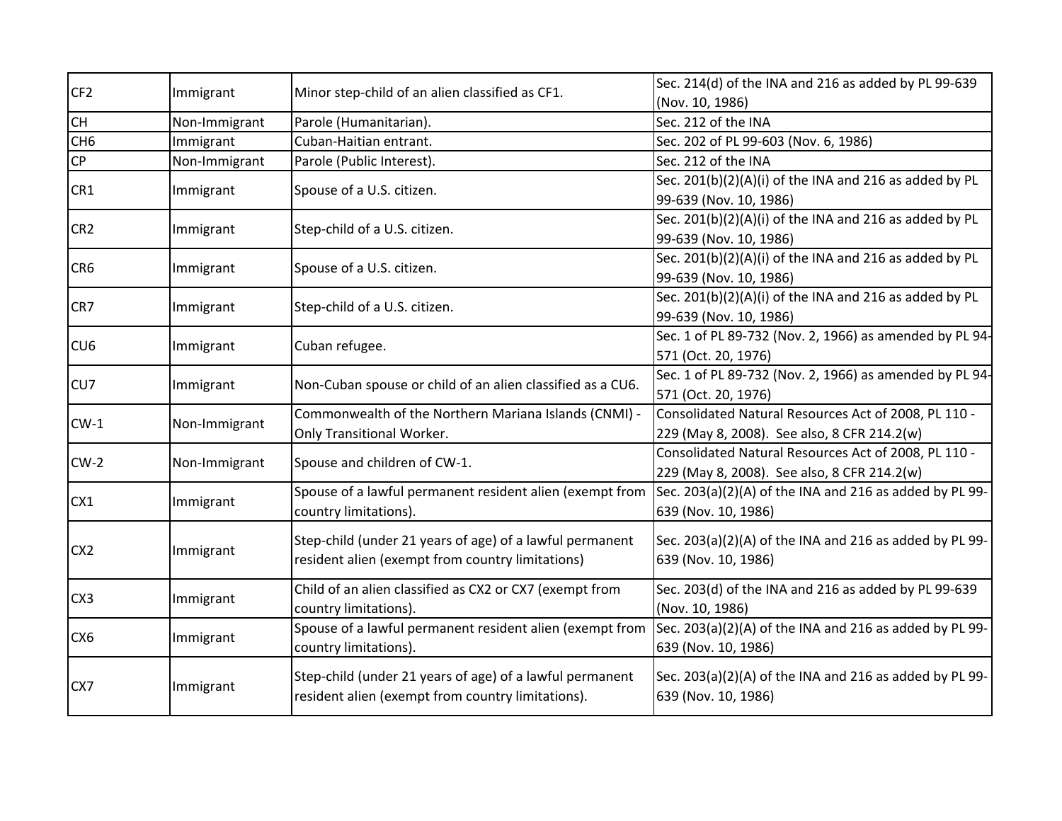| CF2 | Immigrant | Minor step-child of an alien classified as CF1. | Sec. 214(d) of the INA and 216 as added by PL 99-639 (Nov. 10, 1986) |
|---|---|---|---|
| CH | Non-Immigrant | Parole (Humanitarian). | Sec. 212 of the INA |
| CH6 | Immigrant | Cuban-Haitian entrant. | Sec. 202 of PL 99-603 (Nov. 6, 1986) |
| CP | Non-Immigrant | Parole (Public Interest). | Sec. 212 of the INA |
| CR1 | Immigrant | Spouse of a U.S. citizen. | Sec. 201(b)(2)(A)(i) of the INA and 216 as added by PL 99-639 (Nov. 10, 1986) |
| CR2 | Immigrant | Step-child of a U.S. citizen. | Sec. 201(b)(2)(A)(i) of the INA and 216 as added by PL 99-639 (Nov. 10, 1986) |
| CR6 | Immigrant | Spouse of a U.S. citizen. | Sec. 201(b)(2)(A)(i) of the INA and 216 as added by PL 99-639 (Nov. 10, 1986) |
| CR7 | Immigrant | Step-child of a U.S. citizen. | Sec. 201(b)(2)(A)(i) of the INA and 216 as added by PL 99-639 (Nov. 10, 1986) |
| CU6 | Immigrant | Cuban refugee. | Sec. 1 of PL 89-732 (Nov. 2, 1966) as amended by PL 94-571 (Oct. 20, 1976) |
| CU7 | Immigrant | Non-Cuban spouse or child of an alien classified as a CU6. | Sec. 1 of PL 89-732 (Nov. 2, 1966) as amended by PL 94-571 (Oct. 20, 1976) |
| CW-1 | Non-Immigrant | Commonwealth of the Northern Mariana Islands (CNMI) - Only Transitional Worker. | Consolidated Natural Resources Act of 2008, PL 110 - 229 (May 8, 2008). See also, 8 CFR 214.2(w) |
| CW-2 | Non-Immigrant | Spouse and children of CW-1. | Consolidated Natural Resources Act of 2008, PL 110 - 229 (May 8, 2008). See also, 8 CFR 214.2(w) |
| CX1 | Immigrant | Spouse of a lawful permanent resident alien (exempt from country limitations). | Sec. 203(a)(2)(A) of the INA and 216 as added by PL 99-639 (Nov. 10, 1986) |
| CX2 | Immigrant | Step-child (under 21 years of age) of a lawful permanent resident alien (exempt from country limitations) | Sec. 203(a)(2)(A) of the INA and 216 as added by PL 99-639 (Nov. 10, 1986) |
| CX3 | Immigrant | Child of an alien classified as CX2 or CX7 (exempt from country limitations). | Sec. 203(d) of the INA and 216 as added by PL 99-639 (Nov. 10, 1986) |
| CX6 | Immigrant | Spouse of a lawful permanent resident alien (exempt from country limitations). | Sec. 203(a)(2)(A) of the INA and 216 as added by PL 99-639 (Nov. 10, 1986) |
| CX7 | Immigrant | Step-child (under 21 years of age) of a lawful permanent resident alien (exempt from country limitations). | Sec. 203(a)(2)(A) of the INA and 216 as added by PL 99-639 (Nov. 10, 1986) |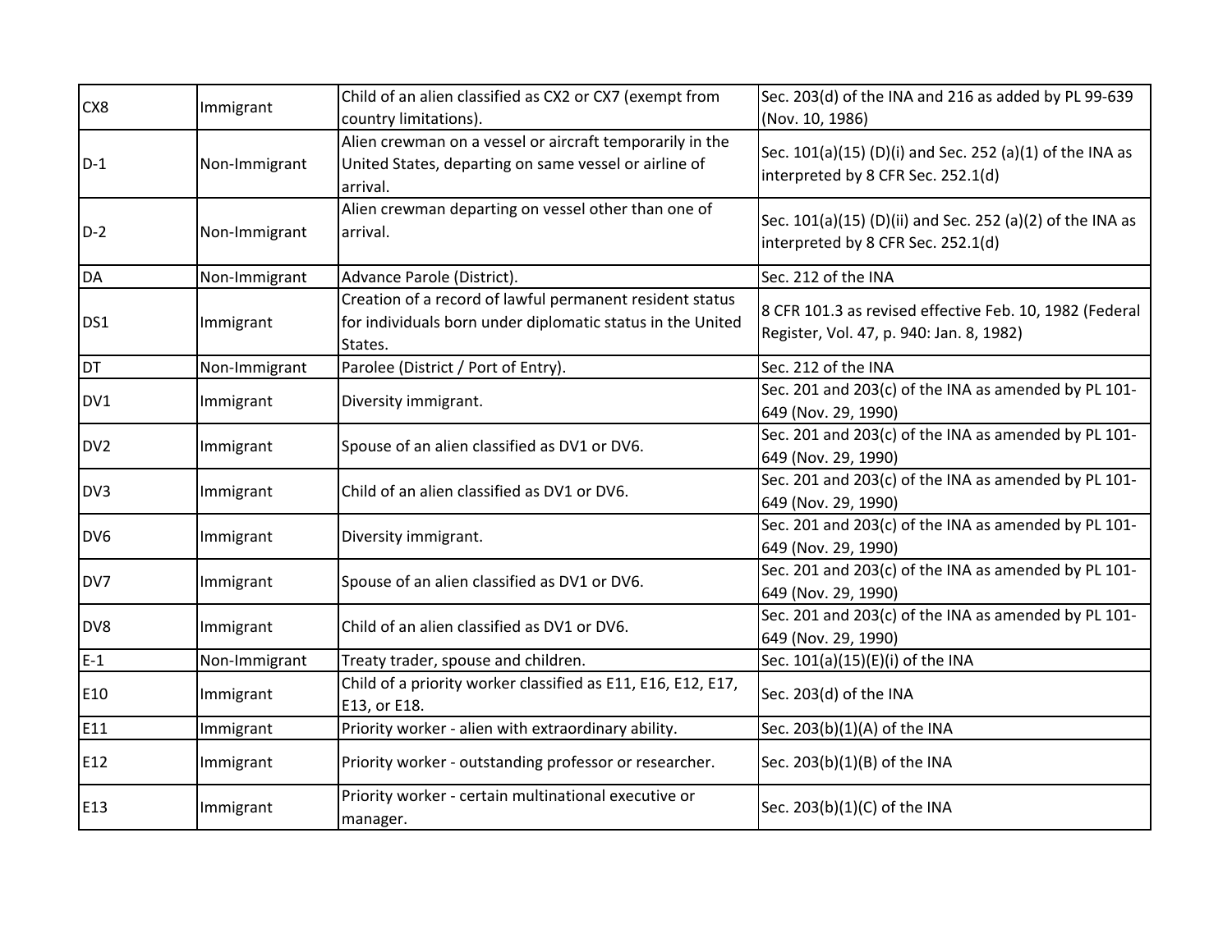| CX8 | Immigrant | Child of an alien classified as CX2 or CX7 (exempt from country limitations). | Sec. 203(d) of the INA and 216 as added by PL 99-639 (Nov. 10, 1986) |
|---|---|---|---|
| D-1 | Non-Immigrant | Alien crewman on a vessel or aircraft temporarily in the United States, departing on same vessel or airline of arrival. | Sec. 101(a)(15) (D)(i) and Sec. 252 (a)(1) of the INA as interpreted by 8 CFR Sec. 252.1(d) |
| D-2 | Non-Immigrant | Alien crewman departing on vessel other than one of arrival. | Sec. 101(a)(15) (D)(ii) and Sec. 252 (a)(2) of the INA as interpreted by 8 CFR Sec. 252.1(d) |
| DA | Non-Immigrant | Advance Parole (District). | Sec. 212 of the INA |
| DS1 | Immigrant | Creation of a record of lawful permanent resident status for individuals born under diplomatic status in the United States. | 8 CFR 101.3 as revised effective Feb. 10, 1982 (Federal Register, Vol. 47, p. 940: Jan. 8, 1982) |
| DT | Non-Immigrant | Parolee (District / Port of Entry). | Sec. 212 of the INA |
| DV1 | Immigrant | Diversity immigrant. | Sec. 201 and 203(c) of the INA as amended by PL 101-649 (Nov. 29, 1990) |
| DV2 | Immigrant | Spouse of an alien classified as DV1 or DV6. | Sec. 201 and 203(c) of the INA as amended by PL 101-649 (Nov. 29, 1990) |
| DV3 | Immigrant | Child of an alien classified as DV1 or DV6. | Sec. 201 and 203(c) of the INA as amended by PL 101-649 (Nov. 29, 1990) |
| DV6 | Immigrant | Diversity immigrant. | Sec. 201 and 203(c) of the INA as amended by PL 101-649 (Nov. 29, 1990) |
| DV7 | Immigrant | Spouse of an alien classified as DV1 or DV6. | Sec. 201 and 203(c) of the INA as amended by PL 101-649 (Nov. 29, 1990) |
| DV8 | Immigrant | Child of an alien classified as DV1 or DV6. | Sec. 201 and 203(c) of the INA as amended by PL 101-649 (Nov. 29, 1990) |
| E-1 | Non-Immigrant | Treaty trader, spouse and children. | Sec. 101(a)(15)(E)(i) of the INA |
| E10 | Immigrant | Child of a priority worker classified as E11, E16, E12, E17, E13, or E18. | Sec. 203(d) of the INA |
| E11 | Immigrant | Priority worker - alien with extraordinary ability. | Sec. 203(b)(1)(A) of the INA |
| E12 | Immigrant | Priority worker - outstanding professor or researcher. | Sec. 203(b)(1)(B) of the INA |
| E13 | Immigrant | Priority worker - certain multinational executive or manager. | Sec. 203(b)(1)(C) of the INA |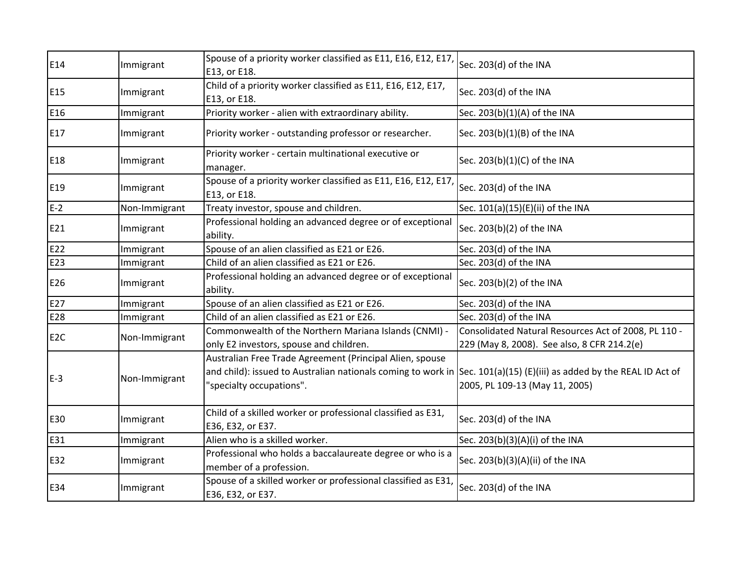| E14 | Immigrant | Spouse of a priority worker classified as E11, E16, E12, E17, E13, or E18. | Sec. 203(d) of the INA |
|---|---|---|---|
| E15 | Immigrant | Child of a priority worker classified as E11, E16, E12, E17, E13, or E18. | Sec. 203(d) of the INA |
| E16 | Immigrant | Priority worker - alien with extraordinary ability. | Sec. 203(b)(1)(A) of the INA |
| E17 | Immigrant | Priority worker - outstanding professor or researcher. | Sec. 203(b)(1)(B) of the INA |
| E18 | Immigrant | Priority worker - certain multinational executive or manager. | Sec. 203(b)(1)(C) of the INA |
| E19 | Immigrant | Spouse of a priority worker classified as E11, E16, E12, E17, E13, or E18. | Sec. 203(d) of the INA |
| E-2 | Non-Immigrant | Treaty investor, spouse and children. | Sec. 101(a)(15)(E)(ii) of the INA |
| E21 | Immigrant | Professional holding an advanced degree or of exceptional ability. | Sec. 203(b)(2) of the INA |
| E22 | Immigrant | Spouse of an alien classified as E21 or E26. | Sec. 203(d) of the INA |
| E23 | Immigrant | Child of an alien classified as E21 or E26. | Sec. 203(d) of the INA |
| E26 | Immigrant | Professional holding an advanced degree or of exceptional ability. | Sec. 203(b)(2) of the INA |
| E27 | Immigrant | Spouse of an alien classified as E21 or E26. | Sec. 203(d) of the INA |
| E28 | Immigrant | Child of an alien classified as E21 or E26. | Sec. 203(d) of the INA |
| E2C | Non-Immigrant | Commonwealth of the Northern Mariana Islands (CNMI) - only E2 investors, spouse and children. | Consolidated Natural Resources Act of 2008, PL 110 - 229 (May 8, 2008). See also, 8 CFR 214.2(e) |
| E-3 | Non-Immigrant | Australian Free Trade Agreement (Principal Alien, spouse and child): issued to Australian nationals coming to work in "specialty occupations". | Sec. 101(a)(15) (E)(iii) as added by the REAL ID Act of 2005, PL 109-13 (May 11, 2005) |
| E30 | Immigrant | Child of a skilled worker or professional classified as E31, E36, E32, or E37. | Sec. 203(d) of the INA |
| E31 | Immigrant | Alien who is a skilled worker. | Sec. 203(b)(3)(A)(i) of the INA |
| E32 | Immigrant | Professional who holds a baccalaureate degree or who is a member of a profession. | Sec. 203(b)(3)(A)(ii) of the INA |
| E34 | Immigrant | Spouse of a skilled worker or professional classified as E31, E36, E32, or E37. | Sec. 203(d) of the INA |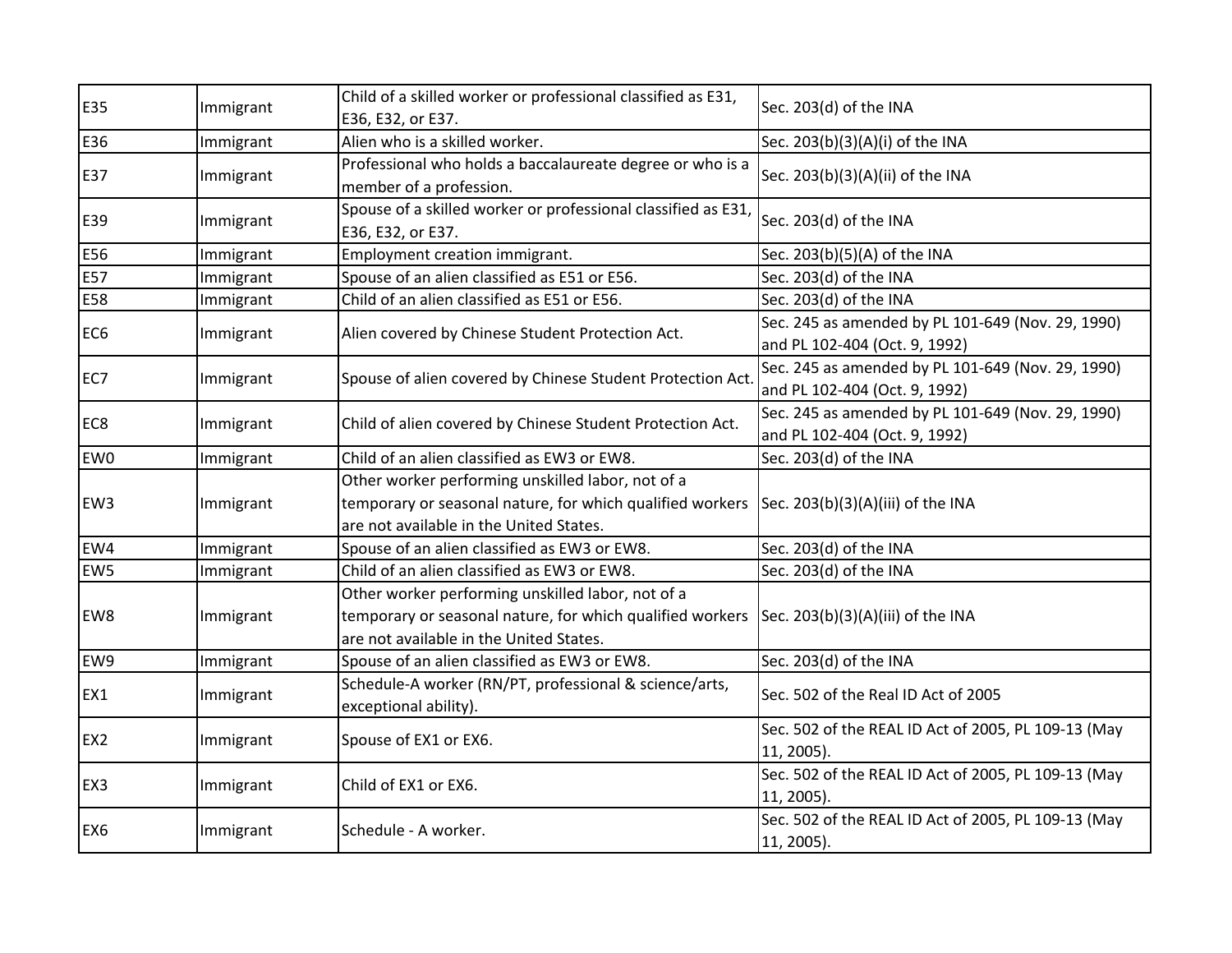| | | | |
|---|---|---|---|
| E35 | Immigrant | Child of a skilled worker or professional classified as E31, E36, E32, or E37. | Sec. 203(d) of the INA |
| E36 | Immigrant | Alien who is a skilled worker. | Sec. 203(b)(3)(A)(i) of the INA |
| E37 | Immigrant | Professional who holds a baccalaureate degree or who is a member of a profession. | Sec. 203(b)(3)(A)(ii) of the INA |
| E39 | Immigrant | Spouse of a skilled worker or professional classified as E31, E36, E32, or E37. | Sec. 203(d) of the INA |
| E56 | Immigrant | Employment creation immigrant. | Sec. 203(b)(5)(A) of the INA |
| E57 | Immigrant | Spouse of an alien classified as E51 or E56. | Sec. 203(d) of the INA |
| E58 | Immigrant | Child of an alien classified as E51 or E56. | Sec. 203(d) of the INA |
| EC6 | Immigrant | Alien covered by Chinese Student Protection Act. | Sec. 245 as amended by PL 101-649 (Nov. 29, 1990) and PL 102-404 (Oct. 9, 1992) |
| EC7 | Immigrant | Spouse of alien covered by Chinese Student Protection Act. | Sec. 245 as amended by PL 101-649 (Nov. 29, 1990) and PL 102-404 (Oct. 9, 1992) |
| EC8 | Immigrant | Child of alien covered by Chinese Student Protection Act. | Sec. 245 as amended by PL 101-649 (Nov. 29, 1990) and PL 102-404 (Oct. 9, 1992) |
| EW0 | Immigrant | Child of an alien classified as EW3 or EW8. | Sec. 203(d) of the INA |
| EW3 | Immigrant | Other worker performing unskilled labor, not of a temporary or seasonal nature, for which qualified workers are not available in the United States. | Sec. 203(b)(3)(A)(iii) of the INA |
| EW4 | Immigrant | Spouse of an alien classified as EW3 or EW8. | Sec. 203(d) of the INA |
| EW5 | Immigrant | Child of an alien classified as EW3 or EW8. | Sec. 203(d) of the INA |
| EW8 | Immigrant | Other worker performing unskilled labor, not of a temporary or seasonal nature, for which qualified workers are not available in the United States. | Sec. 203(b)(3)(A)(iii) of the INA |
| EW9 | Immigrant | Spouse of an alien classified as EW3 or EW8. | Sec. 203(d) of the INA |
| EX1 | Immigrant | Schedule-A worker (RN/PT, professional & science/arts, exceptional ability). | Sec. 502 of the Real ID Act of 2005 |
| EX2 | Immigrant | Spouse of EX1 or EX6. | Sec. 502 of the REAL ID Act of 2005, PL 109-13 (May 11, 2005). |
| EX3 | Immigrant | Child of EX1 or EX6. | Sec. 502 of the REAL ID Act of 2005, PL 109-13 (May 11, 2005). |
| EX6 | Immigrant | Schedule - A worker. | Sec. 502 of the REAL ID Act of 2005, PL 109-13 (May 11, 2005). |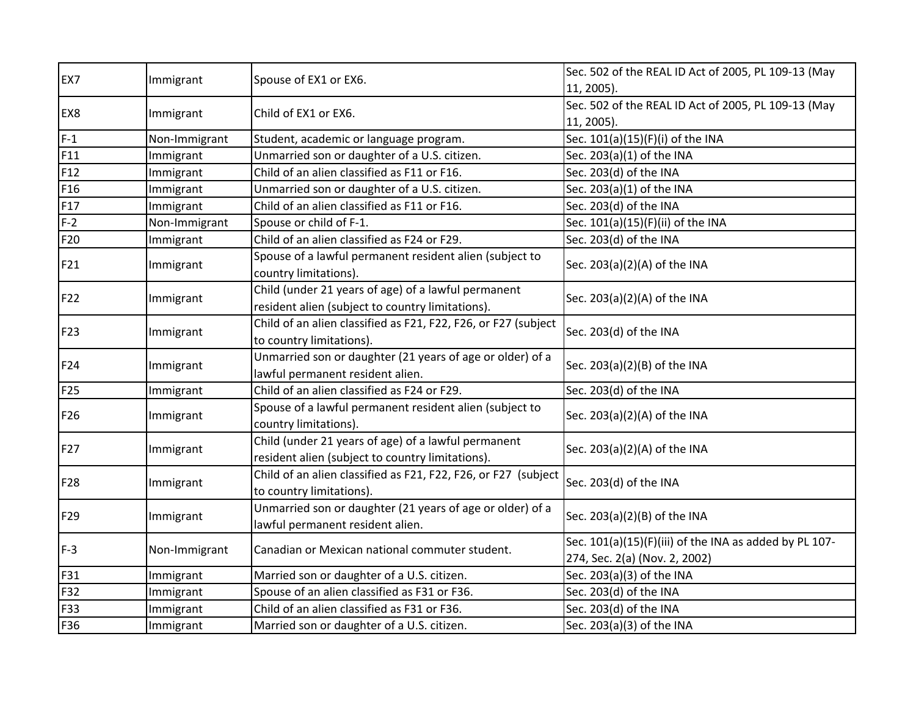| EX7 | Immigrant | Spouse of EX1 or EX6. | Sec. 502 of the REAL ID Act of 2005, PL 109-13 (May 11, 2005). |
|---|---|---|---|
| EX8 | Immigrant | Child of EX1 or EX6. | Sec. 502 of the REAL ID Act of 2005, PL 109-13 (May 11, 2005). |
| F-1 | Non-Immigrant | Student, academic or language program. | Sec. 101(a)(15)(F)(i) of the INA |
| F11 | Immigrant | Unmarried son or daughter of a U.S. citizen. | Sec. 203(a)(1) of the INA |
| F12 | Immigrant | Child of an alien classified as F11 or F16. | Sec. 203(d) of the INA |
| F16 | Immigrant | Unmarried son or daughter of a U.S. citizen. | Sec. 203(a)(1) of the INA |
| F17 | Immigrant | Child of an alien classified as F11 or F16. | Sec. 203(d) of the INA |
| F-2 | Non-Immigrant | Spouse or child of F-1. | Sec. 101(a)(15)(F)(ii) of the INA |
| F20 | Immigrant | Child of an alien classified as F24 or F29. | Sec. 203(d) of the INA |
| F21 | Immigrant | Spouse of a lawful permanent resident alien (subject to country limitations). | Sec. 203(a)(2)(A) of the INA |
| F22 | Immigrant | Child (under 21 years of age) of a lawful permanent resident alien (subject to country limitations). | Sec. 203(a)(2)(A) of the INA |
| F23 | Immigrant | Child of an alien classified as F21, F22, F26, or F27 (subject to country limitations). | Sec. 203(d) of the INA |
| F24 | Immigrant | Unmarried son or daughter (21 years of age or older) of a lawful permanent resident alien. | Sec. 203(a)(2)(B) of the INA |
| F25 | Immigrant | Child of an alien classified as F24 or F29. | Sec. 203(d) of the INA |
| F26 | Immigrant | Spouse of a lawful permanent resident alien (subject to country limitations). | Sec. 203(a)(2)(A) of the INA |
| F27 | Immigrant | Child (under 21 years of age) of a lawful permanent resident alien (subject to country limitations). | Sec. 203(a)(2)(A) of the INA |
| F28 | Immigrant | Child of an alien classified as F21, F22, F26, or F27 (subject to country limitations). | Sec. 203(d) of the INA |
| F29 | Immigrant | Unmarried son or daughter (21 years of age or older) of a lawful permanent resident alien. | Sec. 203(a)(2)(B) of the INA |
| F-3 | Non-Immigrant | Canadian or Mexican national commuter student. | Sec. 101(a)(15)(F)(iii) of the INA as added by PL 107-274, Sec. 2(a) (Nov. 2, 2002) |
| F31 | Immigrant | Married son or daughter of a U.S. citizen. | Sec. 203(a)(3) of the INA |
| F32 | Immigrant | Spouse of an alien classified as F31 or F36. | Sec. 203(d) of the INA |
| F33 | Immigrant | Child of an alien classified as F31 or F36. | Sec. 203(d) of the INA |
| F36 | Immigrant | Married son or daughter of a U.S. citizen. | Sec. 203(a)(3) of the INA |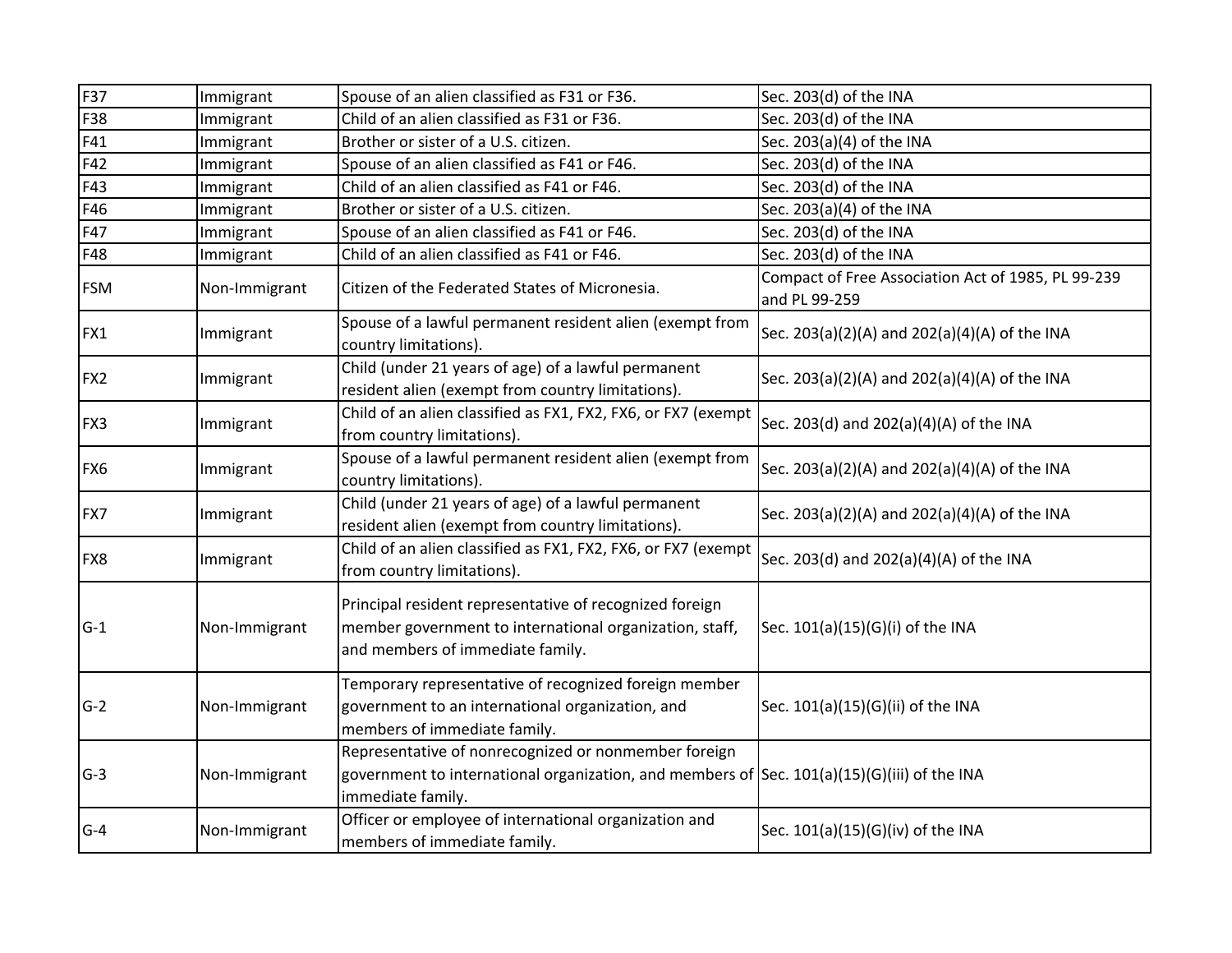| F37 | Immigrant | Spouse of an alien classified as F31 or F36. | Sec. 203(d) of the INA |
|---|---|---|---|
| F38 | Immigrant | Child of an alien classified as F31 or F36. | Sec. 203(d) of the INA |
| F41 | Immigrant | Brother or sister of a U.S. citizen. | Sec. 203(a)(4) of the INA |
| F42 | Immigrant | Spouse of an alien classified as F41 or F46. | Sec. 203(d) of the INA |
| F43 | Immigrant | Child of an alien classified as F41 or F46. | Sec. 203(d) of the INA |
| F46 | Immigrant | Brother or sister of a U.S. citizen. | Sec. 203(a)(4) of the INA |
| F47 | Immigrant | Spouse of an alien classified as F41 or F46. | Sec. 203(d) of the INA |
| F48 | Immigrant | Child of an alien classified as F41 or F46. | Sec. 203(d) of the INA |
| FSM | Non-Immigrant | Citizen of the Federated States of Micronesia. | Compact of Free Association Act of 1985, PL 99-239 and PL 99-259 |
| FX1 | Immigrant | Spouse of a lawful permanent resident alien (exempt from country limitations). | Sec. 203(a)(2)(A) and 202(a)(4)(A) of the INA |
| FX2 | Immigrant | Child (under 21 years of age) of a lawful permanent resident alien (exempt from country limitations). | Sec. 203(a)(2)(A) and 202(a)(4)(A) of the INA |
| FX3 | Immigrant | Child of an alien classified as FX1, FX2, FX6, or FX7 (exempt from country limitations). | Sec. 203(d) and 202(a)(4)(A) of the INA |
| FX6 | Immigrant | Spouse of a lawful permanent resident alien (exempt from country limitations). | Sec. 203(a)(2)(A) and 202(a)(4)(A) of the INA |
| FX7 | Immigrant | Child (under 21 years of age) of a lawful permanent resident alien (exempt from country limitations). | Sec. 203(a)(2)(A) and 202(a)(4)(A) of the INA |
| FX8 | Immigrant | Child of an alien classified as FX1, FX2, FX6, or FX7 (exempt from country limitations). | Sec. 203(d) and 202(a)(4)(A) of the INA |
| G-1 | Non-Immigrant | Principal resident representative of recognized foreign member government to international organization, staff, and members of immediate family. | Sec. 101(a)(15)(G)(i) of the INA |
| G-2 | Non-Immigrant | Temporary representative of recognized foreign member government to an international organization, and members of immediate family. | Sec. 101(a)(15)(G)(ii) of the INA |
| G-3 | Non-Immigrant | Representative of nonrecognized or nonmember foreign government to international organization, and members of immediate family. | Sec. 101(a)(15)(G)(iii) of the INA |
| G-4 | Non-Immigrant | Officer or employee of international organization and members of immediate family. | Sec. 101(a)(15)(G)(iv) of the INA |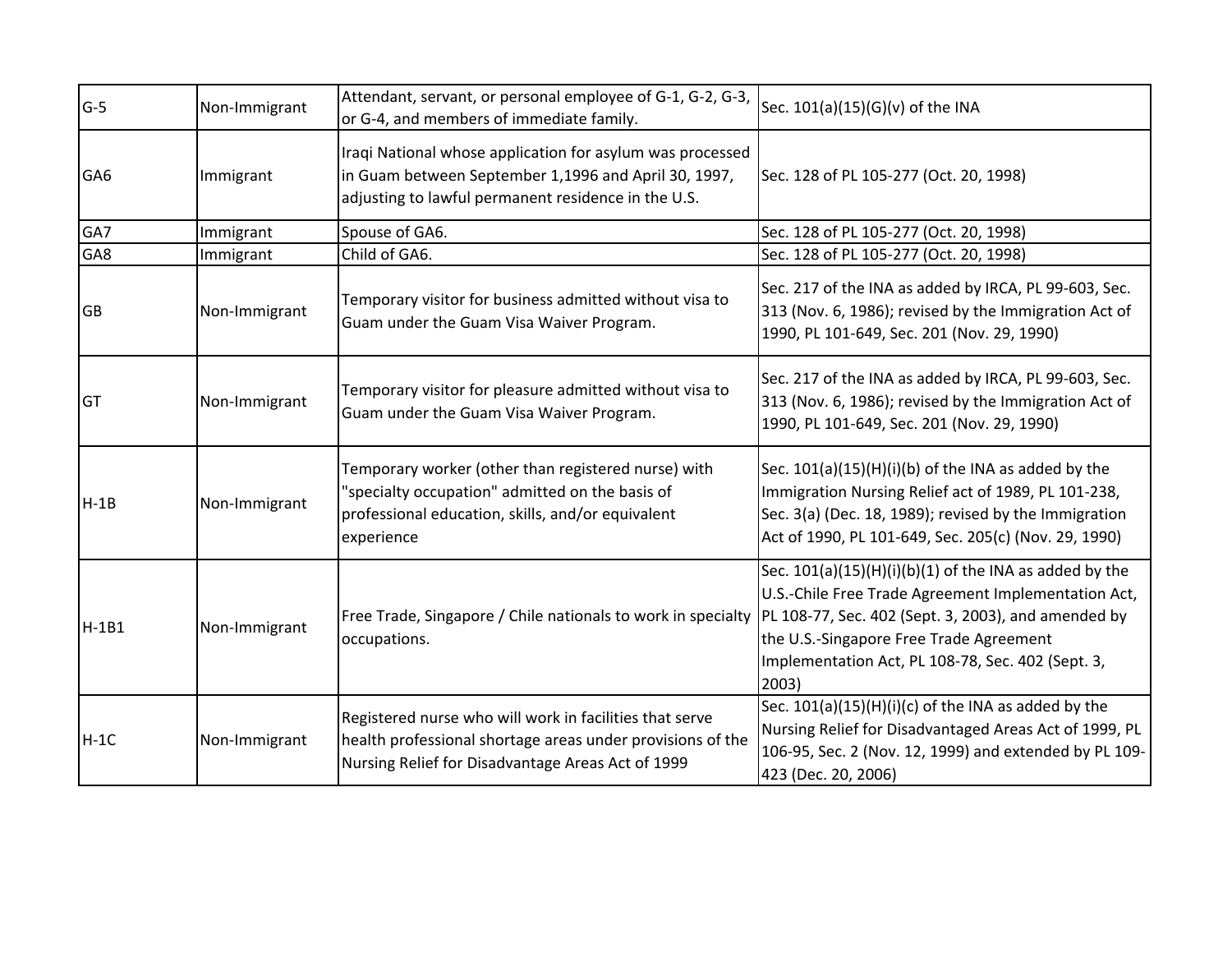| | | | |
|---|---|---|---|
| G-5 | Non-Immigrant | Attendant, servant, or personal employee of G-1, G-2, G-3, or G-4, and members of immediate family. | Sec. 101(a)(15)(G)(v) of the INA |
| GA6 | Immigrant | Iraqi National whose application for asylum was processed in Guam between September 1,1996 and April 30, 1997, adjusting to lawful permanent residence in the U.S. | Sec. 128 of PL 105-277 (Oct. 20, 1998) |
| GA7 | Immigrant | Spouse of GA6. | Sec. 128 of PL 105-277 (Oct. 20, 1998) |
| GA8 | Immigrant | Child of GA6. | Sec. 128 of PL 105-277 (Oct. 20, 1998) |
| GB | Non-Immigrant | Temporary visitor for business admitted without visa to Guam under the Guam Visa Waiver Program. | Sec. 217 of the INA as added by IRCA, PL 99-603, Sec. 313 (Nov. 6, 1986); revised by the Immigration Act of 1990, PL 101-649, Sec. 201 (Nov. 29, 1990) |
| GT | Non-Immigrant | Temporary visitor for pleasure admitted without visa to Guam under the Guam Visa Waiver Program. | Sec. 217 of the INA as added by IRCA, PL 99-603, Sec. 313 (Nov. 6, 1986); revised by the Immigration Act of 1990, PL 101-649, Sec. 201 (Nov. 29, 1990) |
| H-1B | Non-Immigrant | Temporary worker (other than registered nurse) with "specialty occupation" admitted on the basis of professional education, skills, and/or equivalent experience | Sec. 101(a)(15)(H)(i)(b) of the INA as added by the Immigration Nursing Relief act of 1989, PL 101-238, Sec. 3(a) (Dec. 18, 1989); revised by the Immigration Act of 1990, PL 101-649, Sec. 205(c) (Nov. 29, 1990) |
| H-1B1 | Non-Immigrant | Free Trade, Singapore / Chile nationals to work in specialty occupations. | Sec. 101(a)(15)(H)(i)(b)(1) of the INA as added by the U.S.-Chile Free Trade Agreement Implementation Act, PL 108-77, Sec. 402 (Sept. 3, 2003), and amended by the U.S.-Singapore Free Trade Agreement Implementation Act, PL 108-78, Sec. 402 (Sept. 3, 2003) |
| H-1C | Non-Immigrant | Registered nurse who will work in facilities that serve health professional shortage areas under provisions of the Nursing Relief for Disadvantage Areas Act of 1999 | Sec. 101(a)(15)(H)(i)(c) of the INA as added by the Nursing Relief for Disadvantaged Areas Act of 1999, PL 106-95, Sec. 2 (Nov. 12, 1999) and extended by PL 109-423 (Dec. 20, 2006) |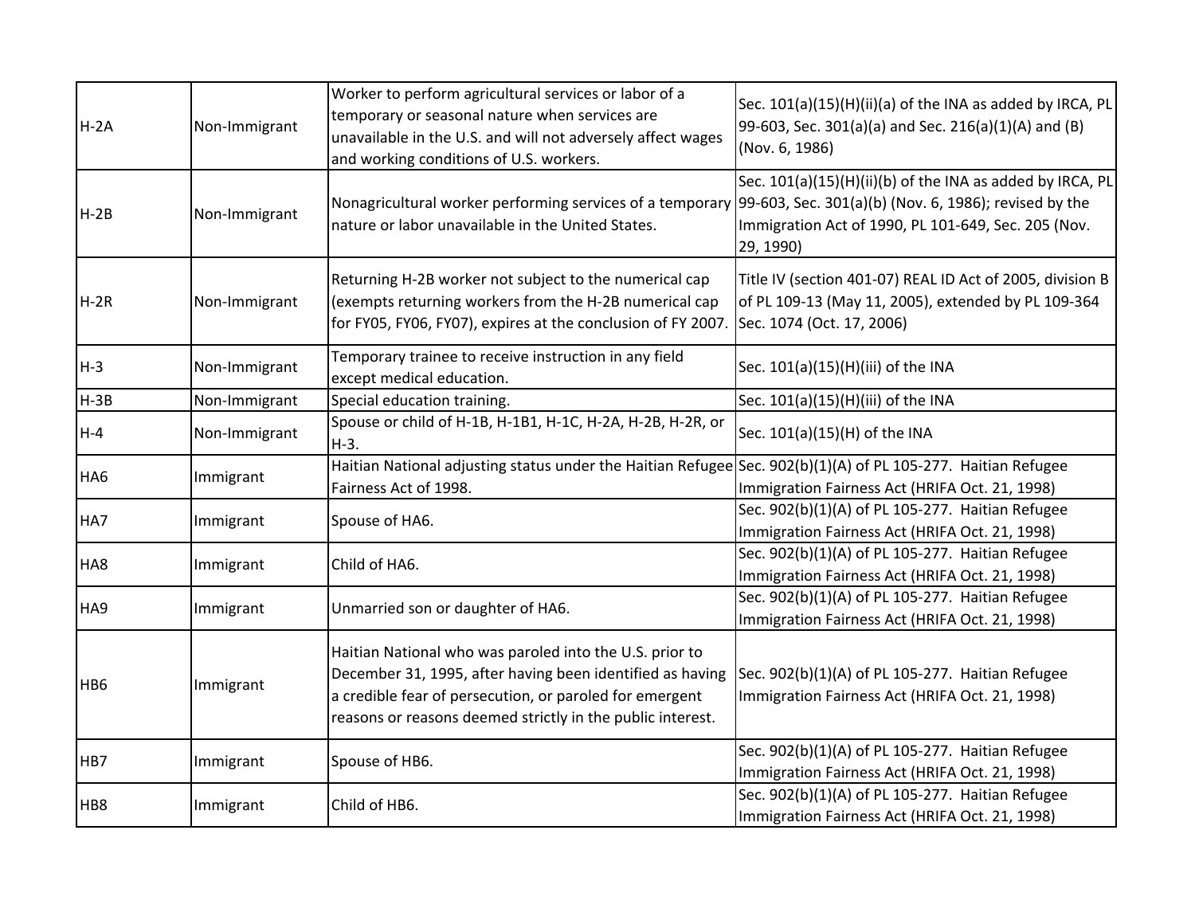| | | | |
|---|---|---|---|
| H-2A | Non-Immigrant | Worker to perform agricultural services or labor of a temporary or seasonal nature when services are unavailable in the U.S. and will not adversely affect wages and working conditions of U.S. workers. | Sec. 101(a)(15)(H)(ii)(a) of the INA as added by IRCA, PL 99-603, Sec. 301(a)(a) and Sec. 216(a)(1)(A) and (B) (Nov. 6, 1986) |
| H-2B | Non-Immigrant | Nonagricultural worker performing services of a temporary nature or labor unavailable in the United States. | Sec. 101(a)(15)(H)(ii)(b) of the INA as added by IRCA, PL 99-603, Sec. 301(a)(b) (Nov. 6, 1986); revised by the Immigration Act of 1990, PL 101-649, Sec. 205 (Nov. 29, 1990) |
| H-2R | Non-Immigrant | Returning H-2B worker not subject to the numerical cap (exempts returning workers from the H-2B numerical cap for FY05, FY06, FY07), expires at the conclusion of FY 2007. | Title IV (section 401-07) REAL ID Act of 2005, division B of PL 109-13 (May 11, 2005), extended by PL 109-364 Sec. 1074 (Oct. 17, 2006) |
| H-3 | Non-Immigrant | Temporary trainee to receive instruction in any field except medical education. | Sec. 101(a)(15)(H)(iii) of the INA |
| H-3B | Non-Immigrant | Special education training. | Sec. 101(a)(15)(H)(iii) of the INA |
| H-4 | Non-Immigrant | Spouse or child of H-1B, H-1B1, H-1C, H-2A, H-2B, H-2R, or H-3. | Sec. 101(a)(15)(H) of the INA |
| HA6 | Immigrant | Haitian National adjusting status under the Haitian Refugee Fairness Act of 1998. | Sec. 902(b)(1)(A) of PL 105-277. Haitian Refugee Immigration Fairness Act (HRIFA Oct. 21, 1998) |
| HA7 | Immigrant | Spouse of HA6. | Sec. 902(b)(1)(A) of PL 105-277. Haitian Refugee Immigration Fairness Act (HRIFA Oct. 21, 1998) |
| HA8 | Immigrant | Child of HA6. | Sec. 902(b)(1)(A) of PL 105-277. Haitian Refugee Immigration Fairness Act (HRIFA Oct. 21, 1998) |
| HA9 | Immigrant | Unmarried son or daughter of HA6. | Sec. 902(b)(1)(A) of PL 105-277. Haitian Refugee Immigration Fairness Act (HRIFA Oct. 21, 1998) |
| HB6 | Immigrant | Haitian National who was paroled into the U.S. prior to December 31, 1995, after having been identified as having a credible fear of persecution, or paroled for emergent reasons or reasons deemed strictly in the public interest. | Sec. 902(b)(1)(A) of PL 105-277. Haitian Refugee Immigration Fairness Act (HRIFA Oct. 21, 1998) |
| HB7 | Immigrant | Spouse of HB6. | Sec. 902(b)(1)(A) of PL 105-277. Haitian Refugee Immigration Fairness Act (HRIFA Oct. 21, 1998) |
| HB8 | Immigrant | Child of HB6. | Sec. 902(b)(1)(A) of PL 105-277. Haitian Refugee Immigration Fairness Act (HRIFA Oct. 21, 1998) |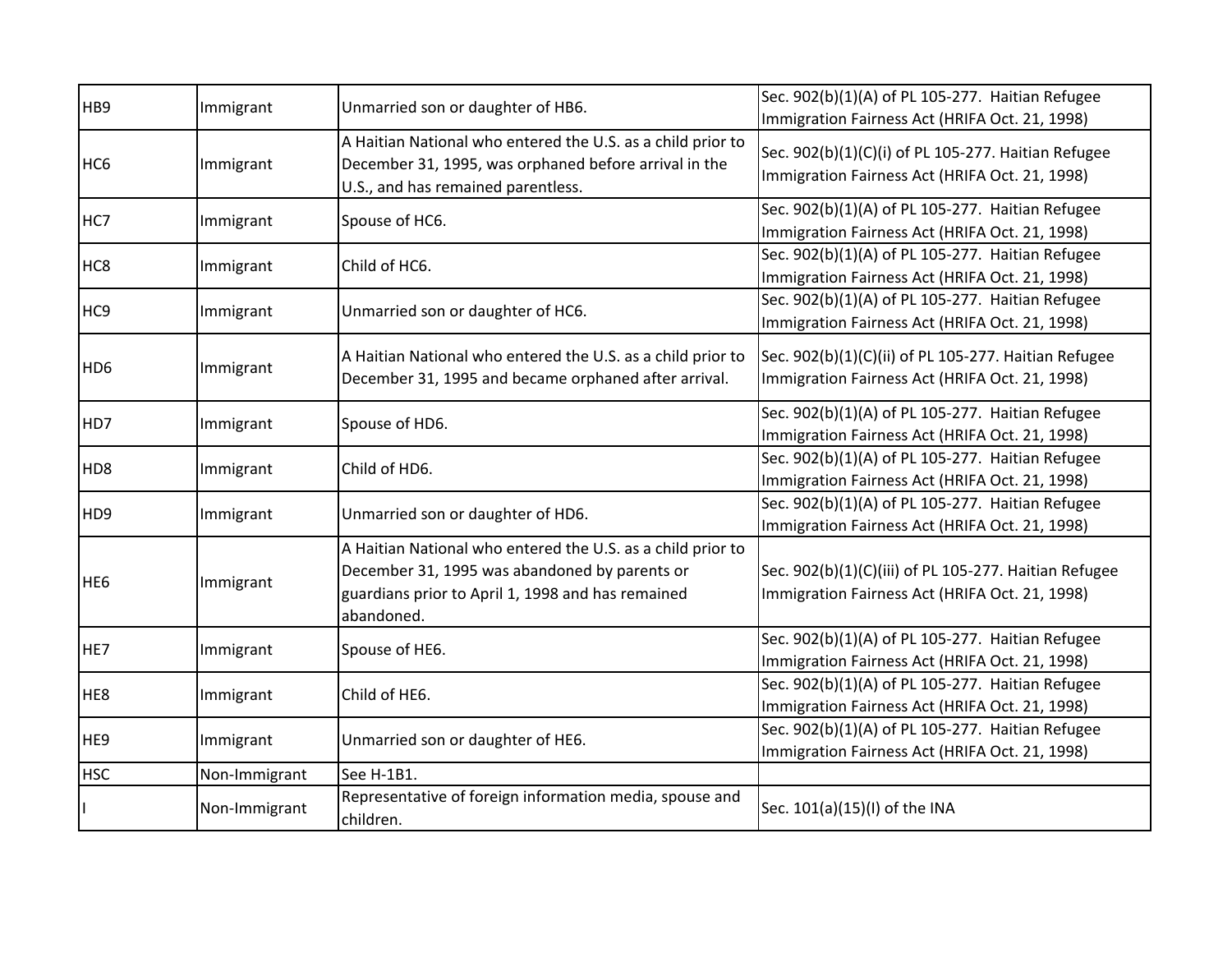| | | | |
|---|---|---|---|
| HB9 | Immigrant | Unmarried son or daughter of HB6. | Sec. 902(b)(1)(A) of PL 105-277. Haitian Refugee Immigration Fairness Act (HRIFA Oct. 21, 1998) |
| HC6 | Immigrant | A Haitian National who entered the U.S. as a child prior to December 31, 1995, was orphaned before arrival in the U.S., and has remained parentless. | Sec. 902(b)(1)(C)(i) of PL 105-277. Haitian Refugee Immigration Fairness Act (HRIFA Oct. 21, 1998) |
| HC7 | Immigrant | Spouse of HC6. | Sec. 902(b)(1)(A) of PL 105-277. Haitian Refugee Immigration Fairness Act (HRIFA Oct. 21, 1998) |
| HC8 | Immigrant | Child of HC6. | Sec. 902(b)(1)(A) of PL 105-277. Haitian Refugee Immigration Fairness Act (HRIFA Oct. 21, 1998) |
| HC9 | Immigrant | Unmarried son or daughter of HC6. | Sec. 902(b)(1)(A) of PL 105-277. Haitian Refugee Immigration Fairness Act (HRIFA Oct. 21, 1998) |
| HD6 | Immigrant | A Haitian National who entered the U.S. as a child prior to December 31, 1995 and became orphaned after arrival. | Sec. 902(b)(1)(C)(ii) of PL 105-277. Haitian Refugee Immigration Fairness Act (HRIFA Oct. 21, 1998) |
| HD7 | Immigrant | Spouse of HD6. | Sec. 902(b)(1)(A) of PL 105-277. Haitian Refugee Immigration Fairness Act (HRIFA Oct. 21, 1998) |
| HD8 | Immigrant | Child of HD6. | Sec. 902(b)(1)(A) of PL 105-277. Haitian Refugee Immigration Fairness Act (HRIFA Oct. 21, 1998) |
| HD9 | Immigrant | Unmarried son or daughter of HD6. | Sec. 902(b)(1)(A) of PL 105-277. Haitian Refugee Immigration Fairness Act (HRIFA Oct. 21, 1998) |
| HE6 | Immigrant | A Haitian National who entered the U.S. as a child prior to December 31, 1995 was abandoned by parents or guardians prior to April 1, 1998 and has remained abandoned. | Sec. 902(b)(1)(C)(iii) of PL 105-277. Haitian Refugee Immigration Fairness Act (HRIFA Oct. 21, 1998) |
| HE7 | Immigrant | Spouse of HE6. | Sec. 902(b)(1)(A) of PL 105-277. Haitian Refugee Immigration Fairness Act (HRIFA Oct. 21, 1998) |
| HE8 | Immigrant | Child of HE6. | Sec. 902(b)(1)(A) of PL 105-277. Haitian Refugee Immigration Fairness Act (HRIFA Oct. 21, 1998) |
| HE9 | Immigrant | Unmarried son or daughter of HE6. | Sec. 902(b)(1)(A) of PL 105-277. Haitian Refugee Immigration Fairness Act (HRIFA Oct. 21, 1998) |
| HSC | Non-Immigrant | See H-1B1. | |
| I | Non-Immigrant | Representative of foreign information media, spouse and children. | Sec. 101(a)(15)(I) of the INA |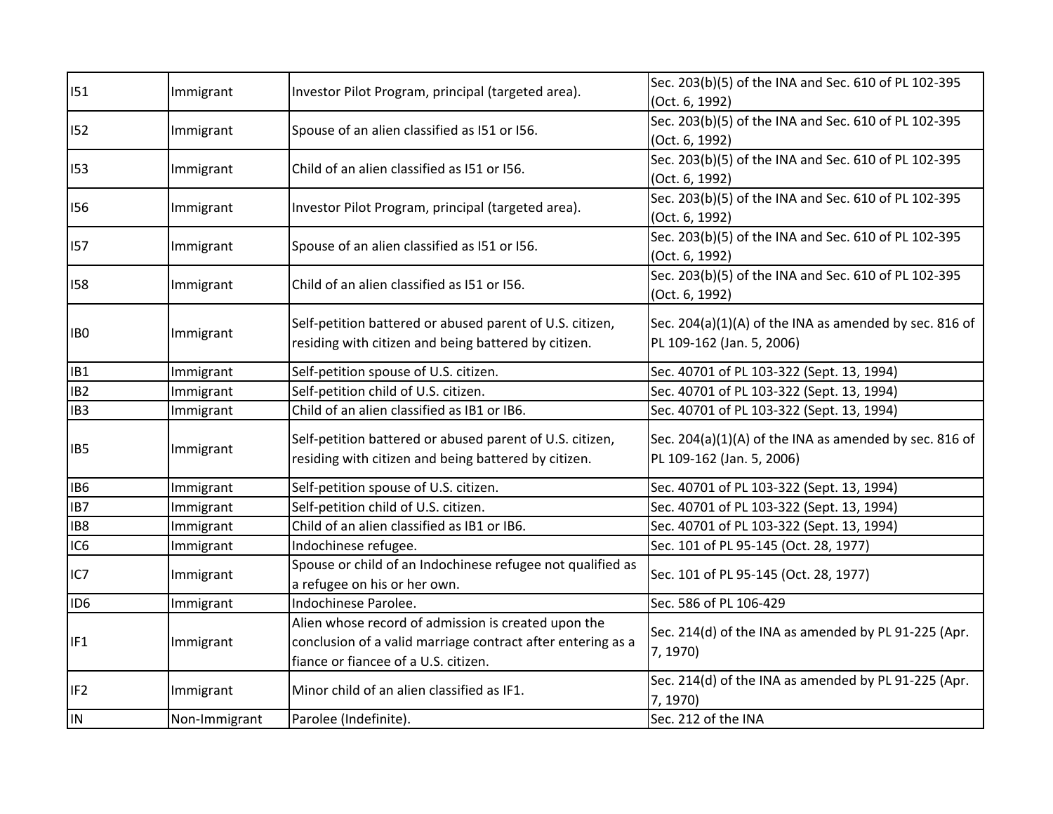| I51 | Immigrant | Investor Pilot Program, principal (targeted area). | Sec. 203(b)(5) of the INA and Sec. 610 of PL 102-395 (Oct. 6, 1992) |
|---|---|---|---|
| I52 | Immigrant | Spouse of an alien classified as I51 or I56. | Sec. 203(b)(5) of the INA and Sec. 610 of PL 102-395 (Oct. 6, 1992) |
| I53 | Immigrant | Child of an alien classified as I51 or I56. | Sec. 203(b)(5) of the INA and Sec. 610 of PL 102-395 (Oct. 6, 1992) |
| I56 | Immigrant | Investor Pilot Program, principal (targeted area). | Sec. 203(b)(5) of the INA and Sec. 610 of PL 102-395 (Oct. 6, 1992) |
| I57 | Immigrant | Spouse of an alien classified as I51 or I56. | Sec. 203(b)(5) of the INA and Sec. 610 of PL 102-395 (Oct. 6, 1992) |
| I58 | Immigrant | Child of an alien classified as I51 or I56. | Sec. 203(b)(5) of the INA and Sec. 610 of PL 102-395 (Oct. 6, 1992) |
| IB0 | Immigrant | Self-petition battered or abused parent of U.S. citizen, residing with citizen and being battered by citizen. | Sec. 204(a)(1)(A) of the INA as amended by sec. 816 of PL 109-162 (Jan. 5, 2006) |
| IB1 | Immigrant | Self-petition spouse of U.S. citizen. | Sec. 40701 of PL 103-322 (Sept. 13, 1994) |
| IB2 | Immigrant | Self-petition child of U.S. citizen. | Sec. 40701 of PL 103-322 (Sept. 13, 1994) |
| IB3 | Immigrant | Child of an alien classified as IB1 or IB6. | Sec. 40701 of PL 103-322 (Sept. 13, 1994) |
| IB5 | Immigrant | Self-petition battered or abused parent of U.S. citizen, residing with citizen and being battered by citizen. | Sec. 204(a)(1)(A) of the INA as amended by sec. 816 of PL 109-162 (Jan. 5, 2006) |
| IB6 | Immigrant | Self-petition spouse of U.S. citizen. | Sec. 40701 of PL 103-322 (Sept. 13, 1994) |
| IB7 | Immigrant | Self-petition child of U.S. citizen. | Sec. 40701 of PL 103-322 (Sept. 13, 1994) |
| IB8 | Immigrant | Child of an alien classified as IB1 or IB6. | Sec. 40701 of PL 103-322 (Sept. 13, 1994) |
| IC6 | Immigrant | Indochinese refugee. | Sec. 101 of PL 95-145 (Oct. 28, 1977) |
| IC7 | Immigrant | Spouse or child of an Indochinese refugee not qualified as a refugee on his or her own. | Sec. 101 of PL 95-145 (Oct. 28, 1977) |
| ID6 | Immigrant | Indochinese Parolee. | Sec. 586 of PL 106-429 |
| IF1 | Immigrant | Alien whose record of admission is created upon the conclusion of a valid marriage contract after entering as a fiance or fiancee of a U.S. citizen. | Sec. 214(d) of the INA as amended by PL 91-225 (Apr. 7, 1970) |
| IF2 | Immigrant | Minor child of an alien classified as IF1. | Sec. 214(d) of the INA as amended by PL 91-225 (Apr. 7, 1970) |
| IN | Non-Immigrant | Parolee (Indefinite). | Sec. 212 of the INA |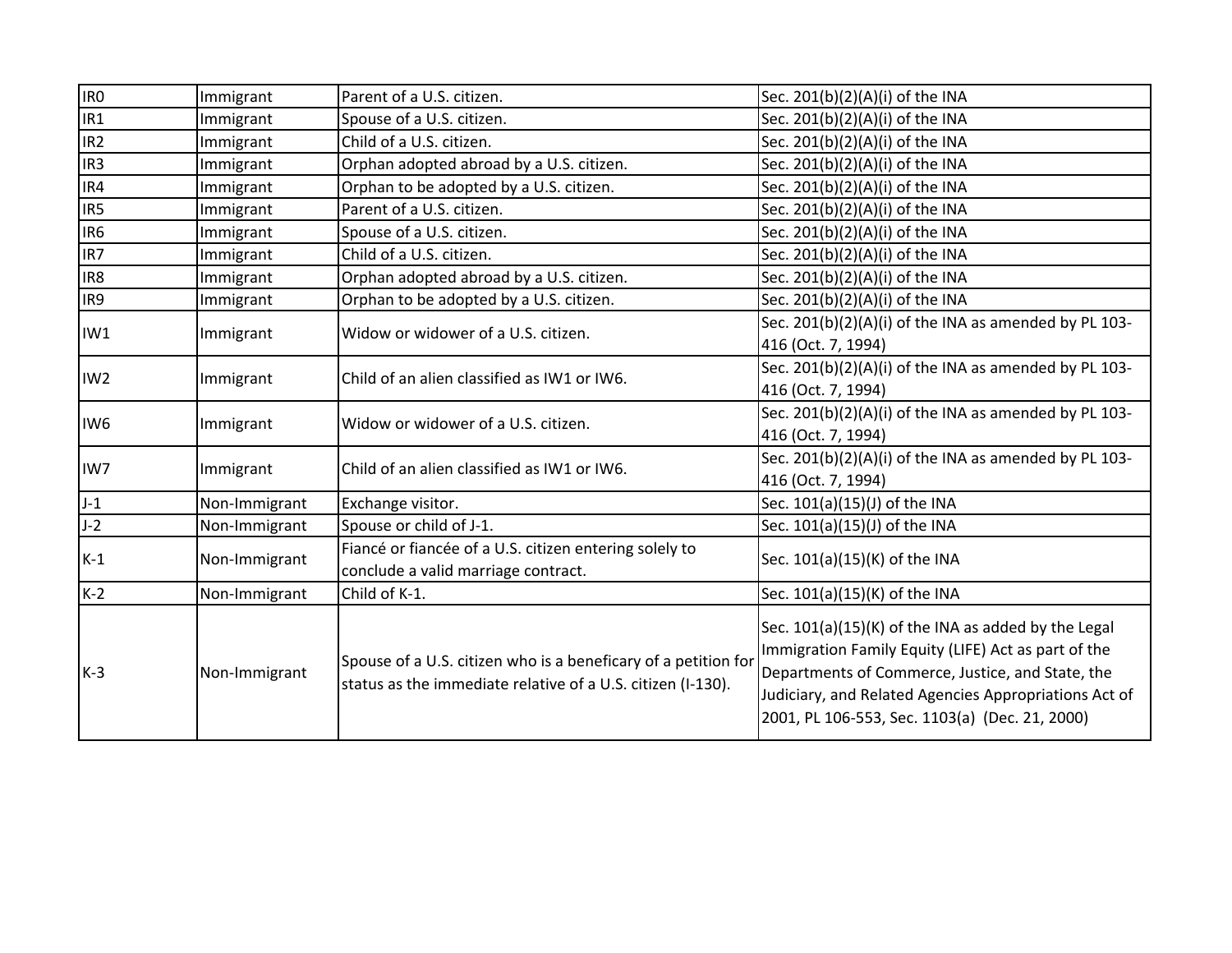| IR0 | Immigrant | Parent of a U.S. citizen. | Sec. 201(b)(2)(A)(i) of the INA |
|---|---|---|---|
| IR1 | Immigrant | Spouse of a U.S. citizen. | Sec. 201(b)(2)(A)(i) of the INA |
| IR2 | Immigrant | Child of a U.S. citizen. | Sec. 201(b)(2)(A)(i) of the INA |
| IR3 | Immigrant | Orphan adopted abroad by a U.S. citizen. | Sec. 201(b)(2)(A)(i) of the INA |
| IR4 | Immigrant | Orphan to be adopted by a U.S. citizen. | Sec. 201(b)(2)(A)(i) of the INA |
| IR5 | Immigrant | Parent of a U.S. citizen. | Sec. 201(b)(2)(A)(i) of the INA |
| IR6 | Immigrant | Spouse of a U.S. citizen. | Sec. 201(b)(2)(A)(i) of the INA |
| IR7 | Immigrant | Child of a U.S. citizen. | Sec. 201(b)(2)(A)(i) of the INA |
| IR8 | Immigrant | Orphan adopted abroad by a U.S. citizen. | Sec. 201(b)(2)(A)(i) of the INA |
| IR9 | Immigrant | Orphan to be adopted by a U.S. citizen. | Sec. 201(b)(2)(A)(i) of the INA |
| IW1 | Immigrant | Widow or widower of a U.S. citizen. | Sec. 201(b)(2)(A)(i) of the INA as amended by PL 103-416 (Oct. 7, 1994) |
| IW2 | Immigrant | Child of an alien classified as IW1 or IW6. | Sec. 201(b)(2)(A)(i) of the INA as amended by PL 103-416 (Oct. 7, 1994) |
| IW6 | Immigrant | Widow or widower of a U.S. citizen. | Sec. 201(b)(2)(A)(i) of the INA as amended by PL 103-416 (Oct. 7, 1994) |
| IW7 | Immigrant | Child of an alien classified as IW1 or IW6. | Sec. 201(b)(2)(A)(i) of the INA as amended by PL 103-416 (Oct. 7, 1994) |
| J-1 | Non-Immigrant | Exchange visitor. | Sec. 101(a)(15)(J) of the INA |
| J-2 | Non-Immigrant | Spouse or child of J-1. | Sec. 101(a)(15)(J) of the INA |
| K-1 | Non-Immigrant | Fiancé or fiancée of a U.S. citizen entering solely to conclude a valid marriage contract. | Sec. 101(a)(15)(K) of the INA |
| K-2 | Non-Immigrant | Child of K-1. | Sec. 101(a)(15)(K) of the INA |
| K-3 | Non-Immigrant | Spouse of a U.S. citizen who is a beneficary of a petition for status as the immediate relative of a U.S. citizen (I-130). | Sec. 101(a)(15)(K) of the INA as added by the Legal Immigration Family Equity (LIFE) Act as part of the Departments of Commerce, Justice, and State, the Judiciary, and Related Agencies Appropriations Act of 2001, PL 106-553, Sec. 1103(a) (Dec. 21, 2000) |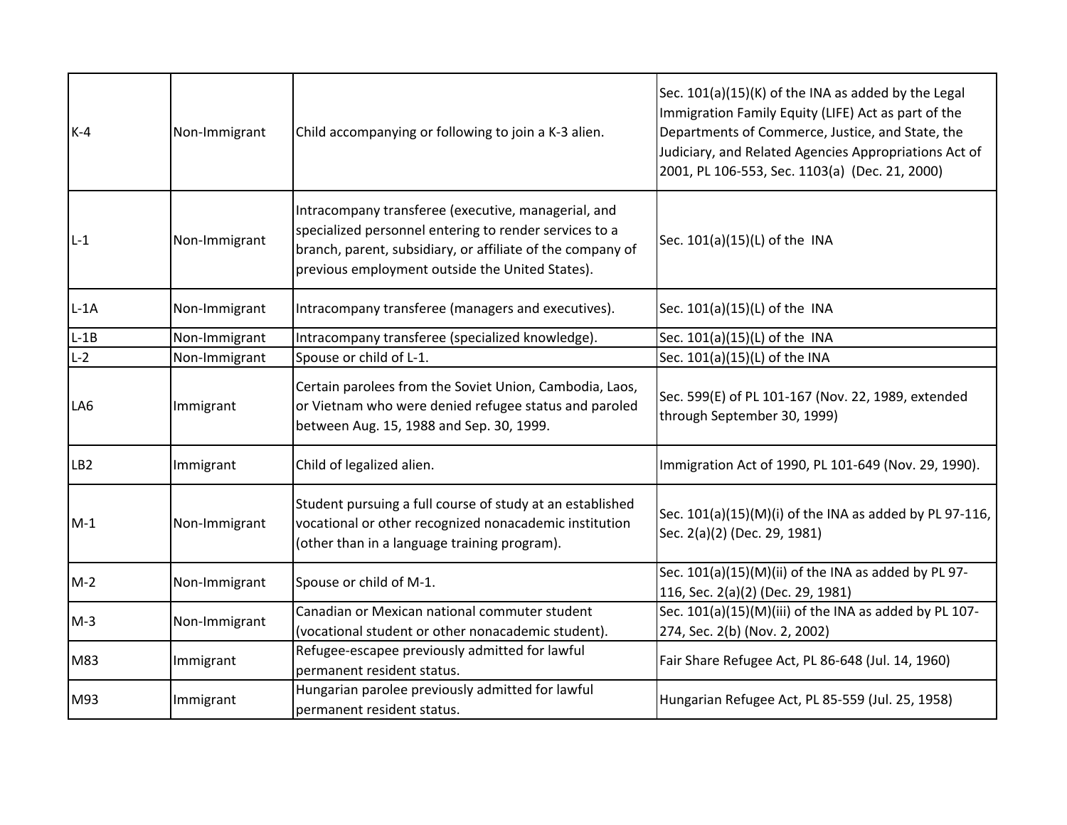| K-4 | Non-Immigrant | Child accompanying or following to join a K-3 alien. | Sec. 101(a)(15)(K) of the INA as added by the Legal Immigration Family Equity (LIFE) Act as part of the Departments of Commerce, Justice, and State, the Judiciary, and Related Agencies Appropriations Act of 2001, PL 106-553, Sec. 1103(a) (Dec. 21, 2000) |
|---|---|---|---|
| L-1 | Non-Immigrant | Intracompany transferee (executive, managerial, and specialized personnel entering to render services to a branch, parent, subsidiary, or affiliate of the company of previous employment outside the United States). | Sec. 101(a)(15)(L) of the INA |
| L-1A | Non-Immigrant | Intracompany transferee (managers and executives). | Sec. 101(a)(15)(L) of the INA |
| L-1B | Non-Immigrant | Intracompany transferee (specialized knowledge). | Sec. 101(a)(15)(L) of the INA |
| L-2 | Non-Immigrant | Spouse or child of L-1. | Sec. 101(a)(15)(L) of the INA |
| LA6 | Immigrant | Certain parolees from the Soviet Union, Cambodia, Laos, or Vietnam who were denied refugee status and paroled between Aug. 15, 1988 and Sep. 30, 1999. | Sec. 599(E) of PL 101-167 (Nov. 22, 1989, extended through September 30, 1999) |
| LB2 | Immigrant | Child of legalized alien. | Immigration Act of 1990, PL 101-649 (Nov. 29, 1990). |
| M-1 | Non-Immigrant | Student pursuing a full course of study at an established vocational or other recognized nonacademic institution (other than in a language training program). | Sec. 101(a)(15)(M)(i) of the INA as added by PL 97-116, Sec. 2(a)(2) (Dec. 29, 1981) |
| M-2 | Non-Immigrant | Spouse or child of M-1. | Sec. 101(a)(15)(M)(ii) of the INA as added by PL 97-116, Sec. 2(a)(2) (Dec. 29, 1981) |
| M-3 | Non-Immigrant | Canadian or Mexican national commuter student (vocational student or other nonacademic student). | Sec. 101(a)(15)(M)(iii) of the INA as added by PL 107-274, Sec. 2(b) (Nov. 2, 2002) |
| M83 | Immigrant | Refugee-escapee previously admitted for lawful permanent resident status. | Fair Share Refugee Act, PL 86-648 (Jul. 14, 1960) |
| M93 | Immigrant | Hungarian parolee previously admitted for lawful permanent resident status. | Hungarian Refugee Act, PL 85-559 (Jul. 25, 1958) |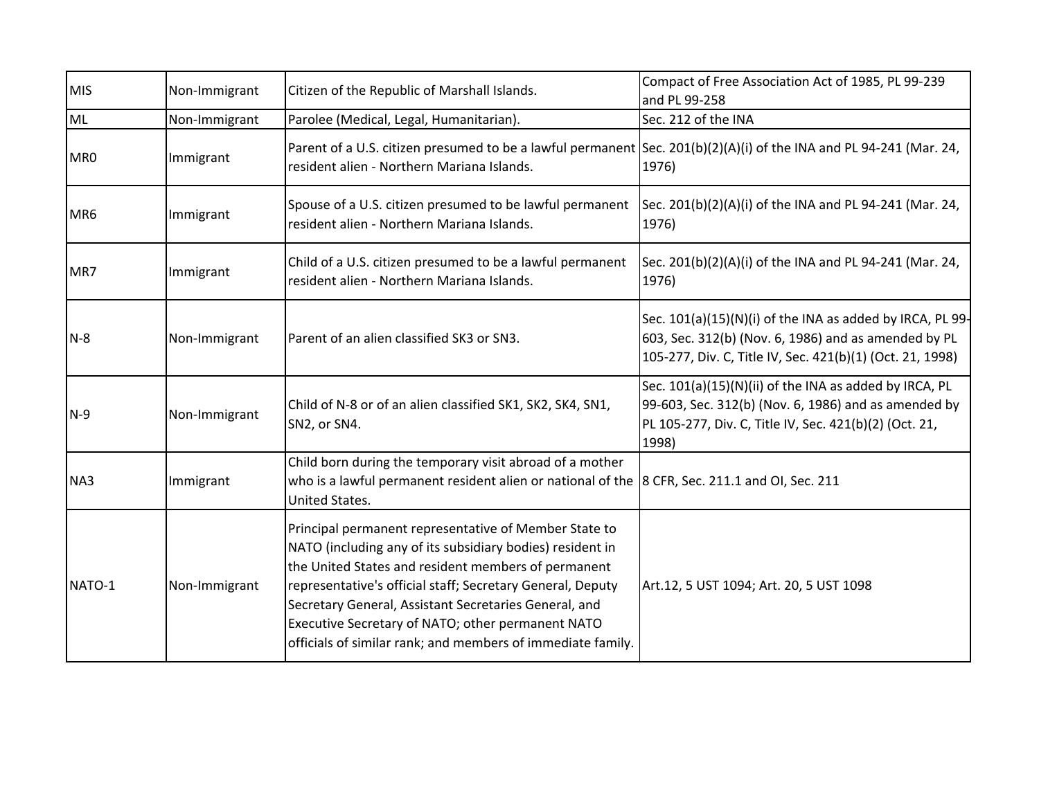| MIS | Non-Immigrant | Citizen of the Republic of Marshall Islands. | Compact of Free Association Act of 1985, PL 99-239 and PL 99-258 |
|---|---|---|---|
| ML | Non-Immigrant | Parolee (Medical, Legal, Humanitarian). | Sec. 212 of the INA |
| MR0 | Immigrant | Parent of a U.S. citizen presumed to be a lawful permanent resident alien - Northern Mariana Islands. | Sec. 201(b)(2)(A)(i) of the INA and PL 94-241 (Mar. 24, 1976) |
| MR6 | Immigrant | Spouse of a U.S. citizen presumed to be lawful permanent resident alien - Northern Mariana Islands. | Sec. 201(b)(2)(A)(i) of the INA and PL 94-241 (Mar. 24, 1976) |
| MR7 | Immigrant | Child of a U.S. citizen presumed to be a lawful permanent resident alien - Northern Mariana Islands. | Sec. 201(b)(2)(A)(i) of the INA and PL 94-241 (Mar. 24, 1976) |
| N-8 | Non-Immigrant | Parent of an alien classified SK3 or SN3. | Sec. 101(a)(15)(N)(i) of the INA as added by IRCA, PL 99-603, Sec. 312(b) (Nov. 6, 1986) and as amended by PL 105-277, Div. C, Title IV, Sec. 421(b)(1) (Oct. 21, 1998) |
| N-9 | Non-Immigrant | Child of N-8 or of an alien classified SK1, SK2, SK4, SN1, SN2, or SN4. | Sec. 101(a)(15)(N)(ii) of the INA as added by IRCA, PL 99-603, Sec. 312(b) (Nov. 6, 1986) and as amended by PL 105-277, Div. C, Title IV, Sec. 421(b)(2) (Oct. 21, 1998) |
| NA3 | Immigrant | Child born during the temporary visit abroad of a mother who is a lawful permanent resident alien or national of the United States. | 8 CFR, Sec. 211.1 and OI, Sec. 211 |
| NATO-1 | Non-Immigrant | Principal permanent representative of Member State to NATO (including any of its subsidiary bodies) resident in the United States and resident members of permanent representative's official staff; Secretary General, Deputy Secretary General, Assistant Secretaries General, and Executive Secretary of NATO; other permanent NATO officials of similar rank; and members of immediate family. | Art.12, 5 UST 1094; Art. 20, 5 UST 1098 |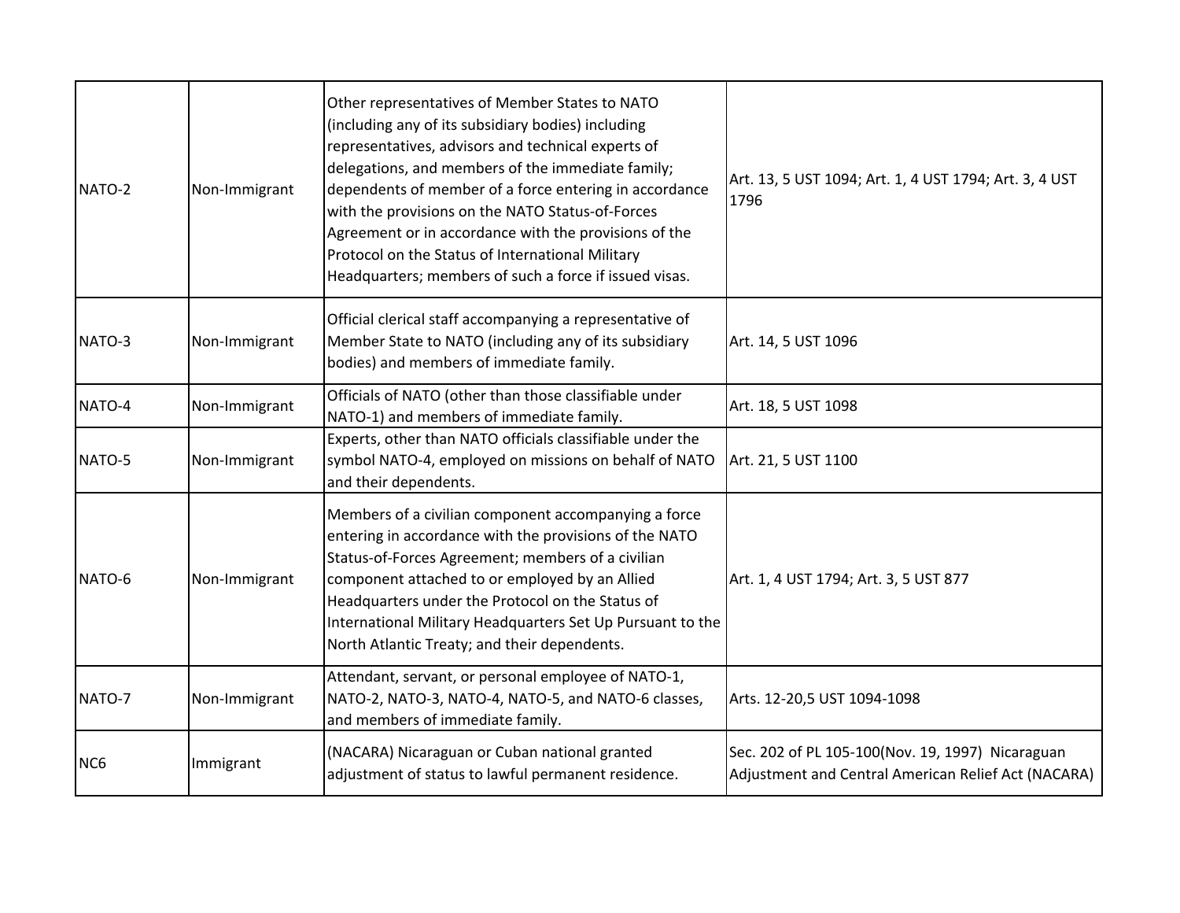| | | | |
|---|---|---|---|
| NATO-2 | Non-Immigrant | Other representatives of Member States to NATO (including any of its subsidiary bodies) including representatives, advisors and technical experts of delegations, and members of the immediate family; dependents of member of a force entering in accordance with the provisions on the NATO Status-of-Forces Agreement or in accordance with the provisions of the Protocol on the Status of International Military Headquarters; members of such a force if issued visas. | Art. 13, 5 UST 1094; Art. 1, 4 UST 1794; Art. 3, 4 UST 1796 |
| NATO-3 | Non-Immigrant | Official clerical staff accompanying a representative of Member State to NATO (including any of its subsidiary bodies) and members of immediate family. | Art. 14, 5 UST 1096 |
| NATO-4 | Non-Immigrant | Officials of NATO (other than those classifiable under NATO-1) and members of immediate family. | Art. 18, 5 UST 1098 |
| NATO-5 | Non-Immigrant | Experts, other than NATO officials classifiable under the symbol NATO-4, employed on missions on behalf of NATO and their dependents. | Art. 21, 5 UST 1100 |
| NATO-6 | Non-Immigrant | Members of a civilian component accompanying a force entering in accordance with the provisions of the NATO Status-of-Forces Agreement; members of a civilian component attached to or employed by an Allied Headquarters under the Protocol on the Status of International Military Headquarters Set Up Pursuant to the North Atlantic Treaty; and their dependents. | Art. 1, 4 UST 1794; Art. 3, 5 UST 877 |
| NATO-7 | Non-Immigrant | Attendant, servant, or personal employee of NATO-1, NATO-2, NATO-3, NATO-4, NATO-5, and NATO-6 classes, and members of immediate family. | Arts. 12-20,5 UST 1094-1098 |
| NC6 | Immigrant | (NACARA) Nicaraguan or Cuban national granted adjustment of status to lawful permanent residence. | Sec. 202 of PL 105-100(Nov. 19, 1997) Nicaraguan Adjustment and Central American Relief Act (NACARA) |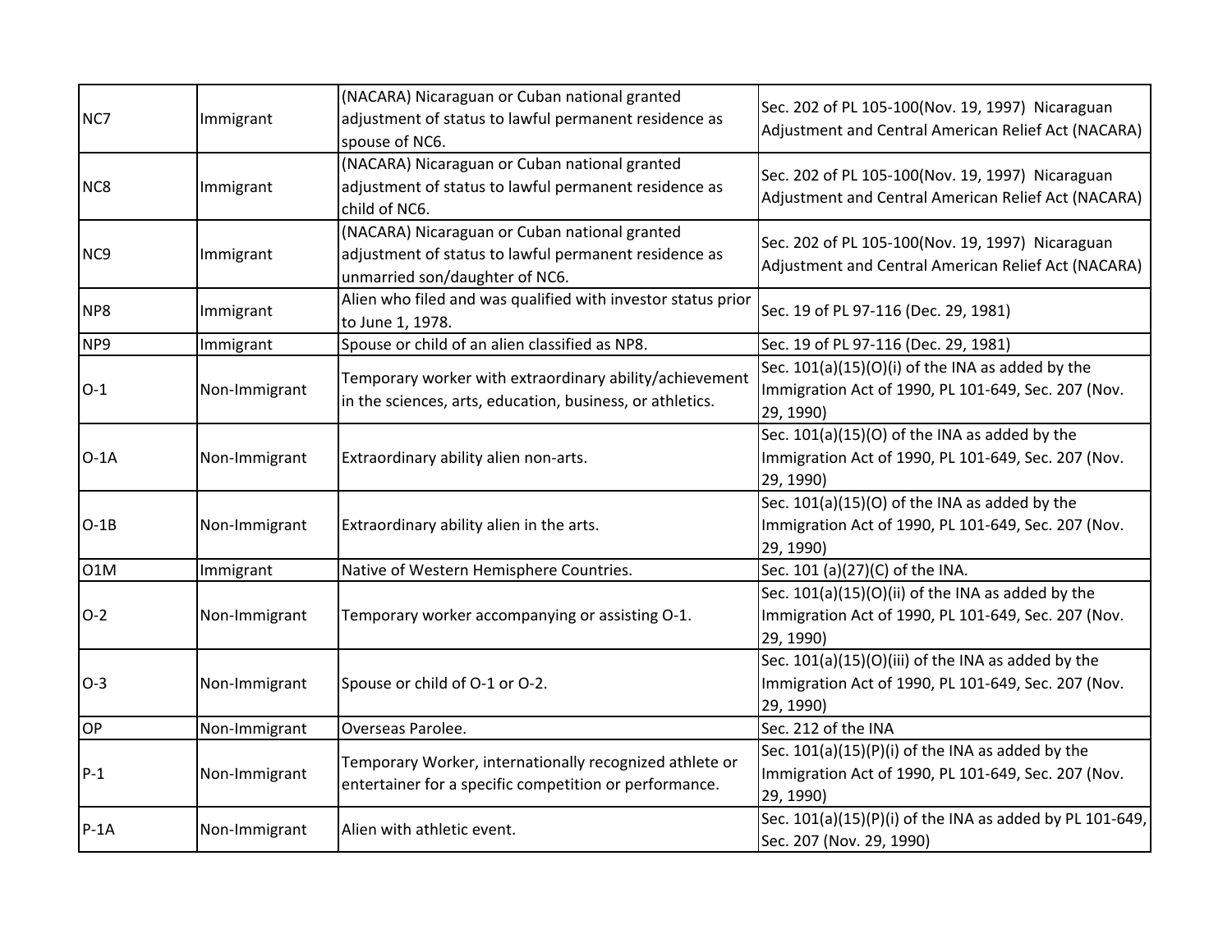| NC7 | Immigrant | (NACARA) Nicaraguan or Cuban national granted adjustment of status to lawful permanent residence as spouse of NC6. | Sec. 202 of PL 105-100(Nov. 19, 1997) Nicaraguan Adjustment and Central American Relief Act (NACARA) |
|---|---|---|---|
| NC8 | Immigrant | (NACARA) Nicaraguan or Cuban national granted adjustment of status to lawful permanent residence as child of NC6. | Sec. 202 of PL 105-100(Nov. 19, 1997) Nicaraguan Adjustment and Central American Relief Act (NACARA) |
| NC9 | Immigrant | (NACARA) Nicaraguan or Cuban national granted adjustment of status to lawful permanent residence as unmarried son/daughter of NC6. | Sec. 202 of PL 105-100(Nov. 19, 1997) Nicaraguan Adjustment and Central American Relief Act (NACARA) |
| NP8 | Immigrant | Alien who filed and was qualified with investor status prior to June 1, 1978. | Sec. 19 of PL 97-116 (Dec. 29, 1981) |
| NP9 | Immigrant | Spouse or child of an alien classified as NP8. | Sec. 19 of PL 97-116 (Dec. 29, 1981) |
| O-1 | Non-Immigrant | Temporary worker with extraordinary ability/achievement in the sciences, arts, education, business, or athletics. | Sec. 101(a)(15)(O)(i) of the INA as added by the Immigration Act of 1990, PL 101-649, Sec. 207 (Nov. 29, 1990) |
| O-1A | Non-Immigrant | Extraordinary ability alien non-arts. | Sec. 101(a)(15)(O) of the INA as added by the Immigration Act of 1990, PL 101-649, Sec. 207 (Nov. 29, 1990) |
| O-1B | Non-Immigrant | Extraordinary ability alien in the arts. | Sec. 101(a)(15)(O) of the INA as added by the Immigration Act of 1990, PL 101-649, Sec. 207 (Nov. 29, 1990) |
| O1M | Immigrant | Native of Western Hemisphere Countries. | Sec. 101 (a)(27)(C) of the INA. |
| O-2 | Non-Immigrant | Temporary worker accompanying or assisting O-1. | Sec. 101(a)(15)(O)(ii) of the INA as added by the Immigration Act of 1990, PL 101-649, Sec. 207 (Nov. 29, 1990) |
| O-3 | Non-Immigrant | Spouse or child of O-1 or O-2. | Sec. 101(a)(15)(O)(iii) of the INA as added by the Immigration Act of 1990, PL 101-649, Sec. 207 (Nov. 29, 1990) |
| OP | Non-Immigrant | Overseas Parolee. | Sec. 212 of the INA |
| P-1 | Non-Immigrant | Temporary Worker, internationally recognized athlete or entertainer for a specific competition or performance. | Sec. 101(a)(15)(P)(i) of the INA as added by the Immigration Act of 1990, PL 101-649, Sec. 207 (Nov. 29, 1990) |
| P-1A | Non-Immigrant | Alien with athletic event. | Sec. 101(a)(15)(P)(i) of the INA as added by PL 101-649, Sec. 207 (Nov. 29, 1990) |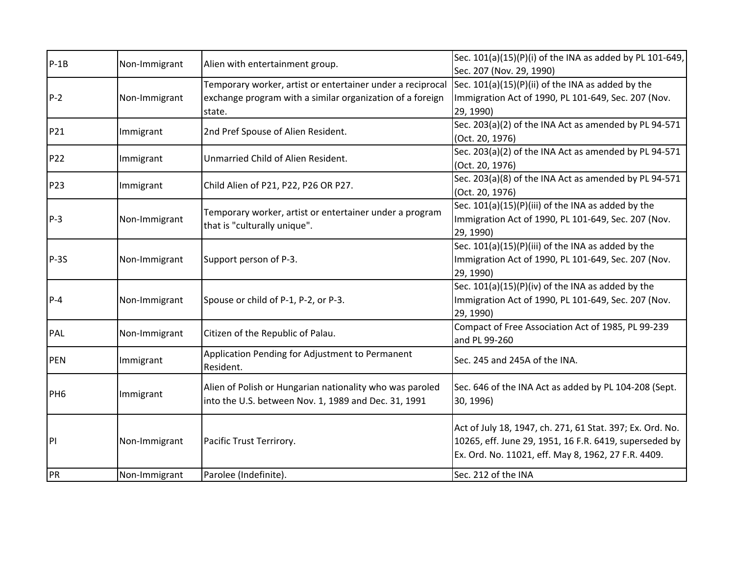| P-1B | Non-Immigrant | Alien with entertainment group. | Sec. 101(a)(15)(P)(i) of the INA as added by PL 101-649, Sec. 207 (Nov. 29, 1990) |
|---|---|---|---|
| P-2 | Non-Immigrant | Temporary worker, artist or entertainer under a reciprocal exchange program with a similar organization of a foreign state. | Sec. 101(a)(15)(P)(ii) of the INA as added by the Immigration Act of 1990, PL 101-649, Sec. 207 (Nov. 29, 1990) |
| P21 | Immigrant | 2nd Pref Spouse of Alien Resident. | Sec. 203(a)(2) of the INA Act as amended by PL 94-571 (Oct. 20, 1976) |
| P22 | Immigrant | Unmarried Child of Alien Resident. | Sec. 203(a)(2) of the INA Act as amended by PL 94-571 (Oct. 20, 1976) |
| P23 | Immigrant | Child Alien of P21, P22, P26 OR P27. | Sec. 203(a)(8) of the INA Act as amended by PL 94-571 (Oct. 20, 1976) |
| P-3 | Non-Immigrant | Temporary worker, artist or entertainer under a program that is "culturally unique". | Sec. 101(a)(15)(P)(iii) of the INA as added by the Immigration Act of 1990, PL 101-649, Sec. 207 (Nov. 29, 1990) |
| P-3S | Non-Immigrant | Support person of P-3. | Sec. 101(a)(15)(P)(iii) of the INA as added by the Immigration Act of 1990, PL 101-649, Sec. 207 (Nov. 29, 1990) |
| P-4 | Non-Immigrant | Spouse or child of P-1, P-2, or P-3. | Sec. 101(a)(15)(P)(iv) of the INA as added by the Immigration Act of 1990, PL 101-649, Sec. 207 (Nov. 29, 1990) |
| PAL | Non-Immigrant | Citizen of the Republic of Palau. | Compact of Free Association Act of 1985, PL 99-239 and PL 99-260 |
| PEN | Immigrant | Application Pending for Adjustment to Permanent Resident. | Sec. 245 and 245A of the INA. |
| PH6 | Immigrant | Alien of Polish or Hungarian nationality who was paroled into the U.S. between Nov. 1, 1989 and Dec. 31, 1991 | Sec. 646 of the INA Act as added by PL 104-208 (Sept. 30, 1996) |
| PI | Non-Immigrant | Pacific Trust Terrirory. | Act of July 18, 1947, ch. 271, 61 Stat. 397; Ex. Ord. No. 10265, eff. June 29, 1951, 16 F.R. 6419, superseded by Ex. Ord. No. 11021, eff. May 8, 1962, 27 F.R. 4409. |
| PR | Non-Immigrant | Parolee (Indefinite). | Sec. 212 of the INA |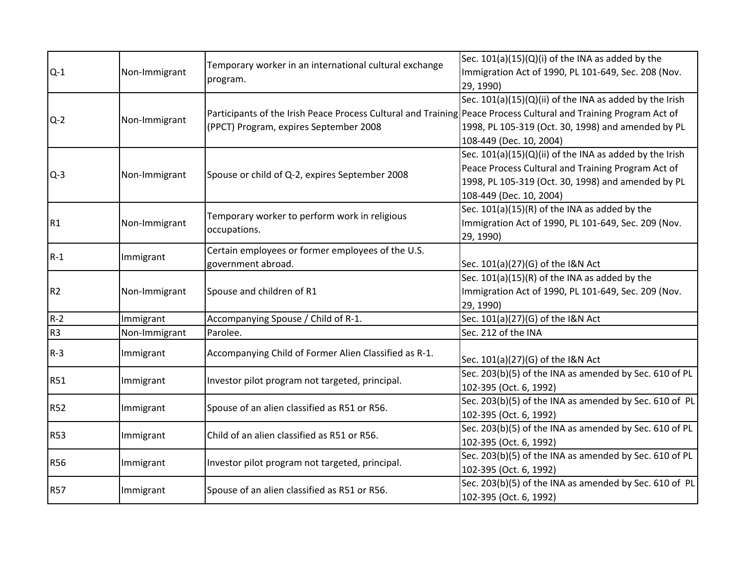| | | | |
|---|---|---|---|
| Q-1 | Non-Immigrant | Temporary worker in an international cultural exchange program. | Sec. 101(a)(15)(Q)(i) of the INA as added by the Immigration Act of 1990, PL 101-649, Sec. 208 (Nov. 29, 1990) |
| Q-2 | Non-Immigrant | Participants of the Irish Peace Process Cultural and Training (PPCT) Program, expires September 2008 | Sec. 101(a)(15)(Q)(ii) of the INA as added by the Irish Peace Process Cultural and Training Program Act of 1998, PL 105-319 (Oct. 30, 1998) and amended by PL 108-449 (Dec. 10, 2004) |
| Q-3 | Non-Immigrant | Spouse or child of Q-2, expires September 2008 | Sec. 101(a)(15)(Q)(ii) of the INA as added by the Irish Peace Process Cultural and Training Program Act of 1998, PL 105-319 (Oct. 30, 1998) and amended by PL 108-449 (Dec. 10, 2004) |
| R1 | Non-Immigrant | Temporary worker to perform work in religious occupations. | Sec. 101(a)(15)(R) of the INA as added by the Immigration Act of 1990, PL 101-649, Sec. 209 (Nov. 29, 1990) |
| R-1 | Immigrant | Certain employees or former employees of the U.S. government abroad. | Sec. 101(a)(27)(G) of the I&N Act |
| R2 | Non-Immigrant | Spouse and children of R1 | Sec. 101(a)(15)(R) of the INA as added by the Immigration Act of 1990, PL 101-649, Sec. 209 (Nov. 29, 1990) |
| R-2 | Immigrant | Accompanying Spouse / Child of R-1. | Sec. 101(a)(27)(G) of the I&N Act |
| R3 | Non-Immigrant | Parolee. | Sec. 212 of the INA |
| R-3 | Immigrant | Accompanying Child of Former Alien Classified as R-1. | Sec. 101(a)(27)(G) of the I&N Act |
| R51 | Immigrant | Investor pilot program not targeted, principal. | Sec. 203(b)(5) of the INA as amended by Sec. 610 of PL 102-395 (Oct. 6, 1992) |
| R52 | Immigrant | Spouse of an alien classified as R51 or R56. | Sec. 203(b)(5) of the INA as amended by Sec. 610 of PL 102-395 (Oct. 6, 1992) |
| R53 | Immigrant | Child of an alien classified as R51 or R56. | Sec. 203(b)(5) of the INA as amended by Sec. 610 of PL 102-395 (Oct. 6, 1992) |
| R56 | Immigrant | Investor pilot program not targeted, principal. | Sec. 203(b)(5) of the INA as amended by Sec. 610 of PL 102-395 (Oct. 6, 1992) |
| R57 | Immigrant | Spouse of an alien classified as R51 or R56. | Sec. 203(b)(5) of the INA as amended by Sec. 610 of PL 102-395 (Oct. 6, 1992) |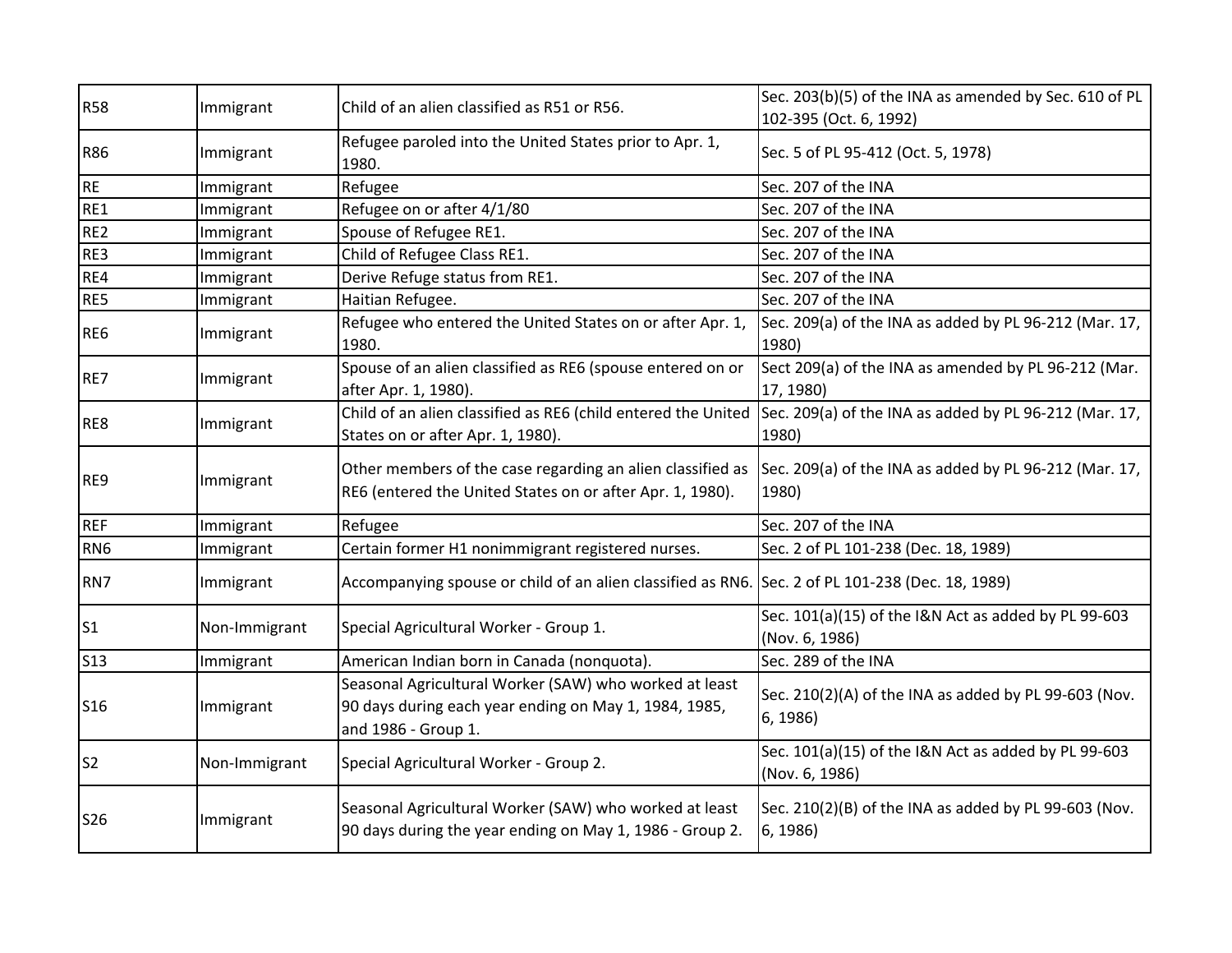| | | | |
|---|---|---|---|
| R58 | Immigrant | Child of an alien classified as R51 or R56. | Sec. 203(b)(5) of the INA as amended by Sec. 610 of PL 102-395 (Oct. 6, 1992) |
| R86 | Immigrant | Refugee paroled into the United States prior to Apr. 1, 1980. | Sec. 5 of PL 95-412 (Oct. 5, 1978) |
| RE | Immigrant | Refugee | Sec. 207 of the INA |
| RE1 | Immigrant | Refugee on or after 4/1/80 | Sec. 207 of the INA |
| RE2 | Immigrant | Spouse of Refugee RE1. | Sec. 207 of the INA |
| RE3 | Immigrant | Child of Refugee Class RE1. | Sec. 207 of the INA |
| RE4 | Immigrant | Derive Refuge status from RE1. | Sec. 207 of the INA |
| RE5 | Immigrant | Haitian Refugee. | Sec. 207 of the INA |
| RE6 | Immigrant | Refugee who entered the United States on or after Apr. 1, 1980. | Sec. 209(a) of the INA as added by PL 96-212 (Mar. 17, 1980) |
| RE7 | Immigrant | Spouse of an alien classified as RE6 (spouse entered on or after Apr. 1, 1980). | Sect 209(a) of the INA as amended by PL 96-212 (Mar. 17, 1980) |
| RE8 | Immigrant | Child of an alien classified as RE6 (child entered the United States on or after Apr. 1, 1980). | Sec. 209(a) of the INA as added by PL 96-212 (Mar. 17, 1980) |
| RE9 | Immigrant | Other members of the case regarding an alien classified as RE6 (entered the United States on or after Apr. 1, 1980). | Sec. 209(a) of the INA as added by PL 96-212 (Mar. 17, 1980) |
| REF | Immigrant | Refugee | Sec. 207 of the INA |
| RN6 | Immigrant | Certain former H1 nonimmigrant registered nurses. | Sec. 2 of PL 101-238 (Dec. 18, 1989) |
| RN7 | Immigrant | Accompanying spouse or child of an alien classified as RN6. | Sec. 2 of PL 101-238 (Dec. 18, 1989) |
| S1 | Non-Immigrant | Special Agricultural Worker - Group 1. | Sec. 101(a)(15) of the I&N Act as added by PL 99-603 (Nov. 6, 1986) |
| S13 | Immigrant | American Indian born in Canada (nonquota). | Sec. 289 of the INA |
| S16 | Immigrant | Seasonal Agricultural Worker (SAW) who worked at least 90 days during each year ending on May 1, 1984, 1985, and 1986 - Group 1. | Sec. 210(2)(A) of the INA as added by PL 99-603 (Nov. 6, 1986) |
| S2 | Non-Immigrant | Special Agricultural Worker - Group 2. | Sec. 101(a)(15) of the I&N Act as added by PL 99-603 (Nov. 6, 1986) |
| S26 | Immigrant | Seasonal Agricultural Worker (SAW) who worked at least 90 days during the year ending on May 1, 1986 - Group 2. | Sec. 210(2)(B) of the INA as added by PL 99-603 (Nov. 6, 1986) |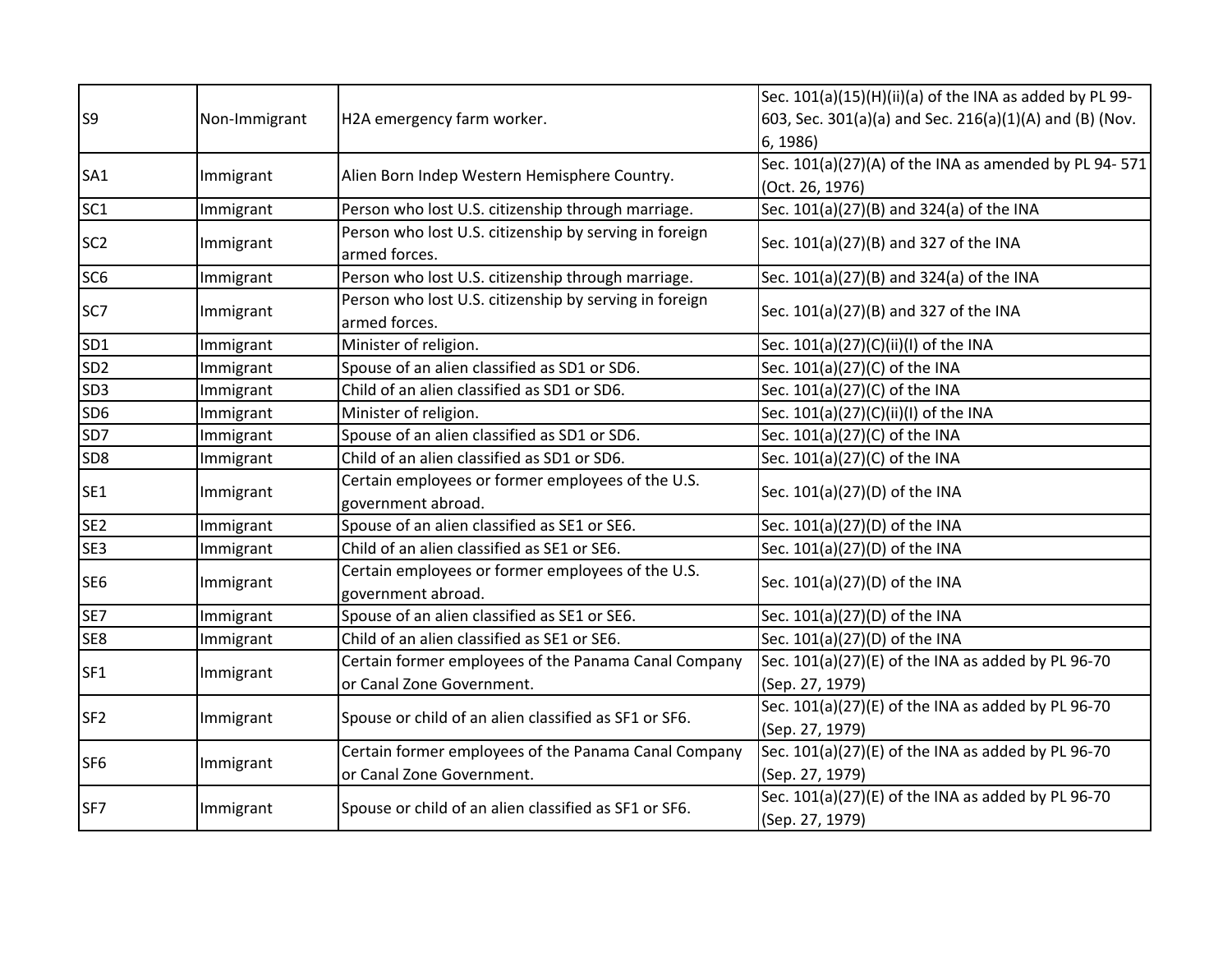| S9 | Non-Immigrant | H2A emergency farm worker. | Sec. 101(a)(15)(H)(ii)(a) of the INA as added by PL 99-603, Sec. 301(a)(a) and Sec. 216(a)(1)(A) and (B) (Nov. 6, 1986) |
|---|---|---|---|
| SA1 | Immigrant | Alien Born Indep Western Hemisphere Country. | Sec. 101(a)(27)(A) of the INA as amended by PL 94- 571 (Oct. 26, 1976) |
| SC1 | Immigrant | Person who lost U.S. citizenship through marriage. | Sec. 101(a)(27)(B) and 324(a) of the INA |
| SC2 | Immigrant | Person who lost U.S. citizenship by serving in foreign armed forces. | Sec. 101(a)(27)(B) and 327 of the INA |
| SC6 | Immigrant | Person who lost U.S. citizenship through marriage. | Sec. 101(a)(27)(B) and 324(a) of the INA |
| SC7 | Immigrant | Person who lost U.S. citizenship by serving in foreign armed forces. | Sec. 101(a)(27)(B) and 327 of the INA |
| SD1 | Immigrant | Minister of religion. | Sec. 101(a)(27)(C)(ii)(I) of the INA |
| SD2 | Immigrant | Spouse of an alien classified as SD1 or SD6. | Sec. 101(a)(27)(C) of the INA |
| SD3 | Immigrant | Child of an alien classified as SD1 or SD6. | Sec. 101(a)(27)(C) of the INA |
| SD6 | Immigrant | Minister of religion. | Sec. 101(a)(27)(C)(ii)(I) of the INA |
| SD7 | Immigrant | Spouse of an alien classified as SD1 or SD6. | Sec. 101(a)(27)(C) of the INA |
| SD8 | Immigrant | Child of an alien classified as SD1 or SD6. | Sec. 101(a)(27)(C) of the INA |
| SE1 | Immigrant | Certain employees or former employees of the U.S. government abroad. | Sec. 101(a)(27)(D) of the INA |
| SE2 | Immigrant | Spouse of an alien classified as SE1 or SE6. | Sec. 101(a)(27)(D) of the INA |
| SE3 | Immigrant | Child of an alien classified as SE1 or SE6. | Sec. 101(a)(27)(D) of the INA |
| SE6 | Immigrant | Certain employees or former employees of the U.S. government abroad. | Sec. 101(a)(27)(D) of the INA |
| SE7 | Immigrant | Spouse of an alien classified as SE1 or SE6. | Sec. 101(a)(27)(D) of the INA |
| SE8 | Immigrant | Child of an alien classified as SE1 or SE6. | Sec. 101(a)(27)(D) of the INA |
| SF1 | Immigrant | Certain former employees of the Panama Canal Company or Canal Zone Government. | Sec. 101(a)(27)(E) of the INA as added by PL 96-70 (Sep. 27, 1979) |
| SF2 | Immigrant | Spouse or child of an alien classified as SF1 or SF6. | Sec. 101(a)(27)(E) of the INA as added by PL 96-70 (Sep. 27, 1979) |
| SF6 | Immigrant | Certain former employees of the Panama Canal Company or Canal Zone Government. | Sec. 101(a)(27)(E) of the INA as added by PL 96-70 (Sep. 27, 1979) |
| SF7 | Immigrant | Spouse or child of an alien classified as SF1 or SF6. | Sec. 101(a)(27)(E) of the INA as added by PL 96-70 (Sep. 27, 1979) |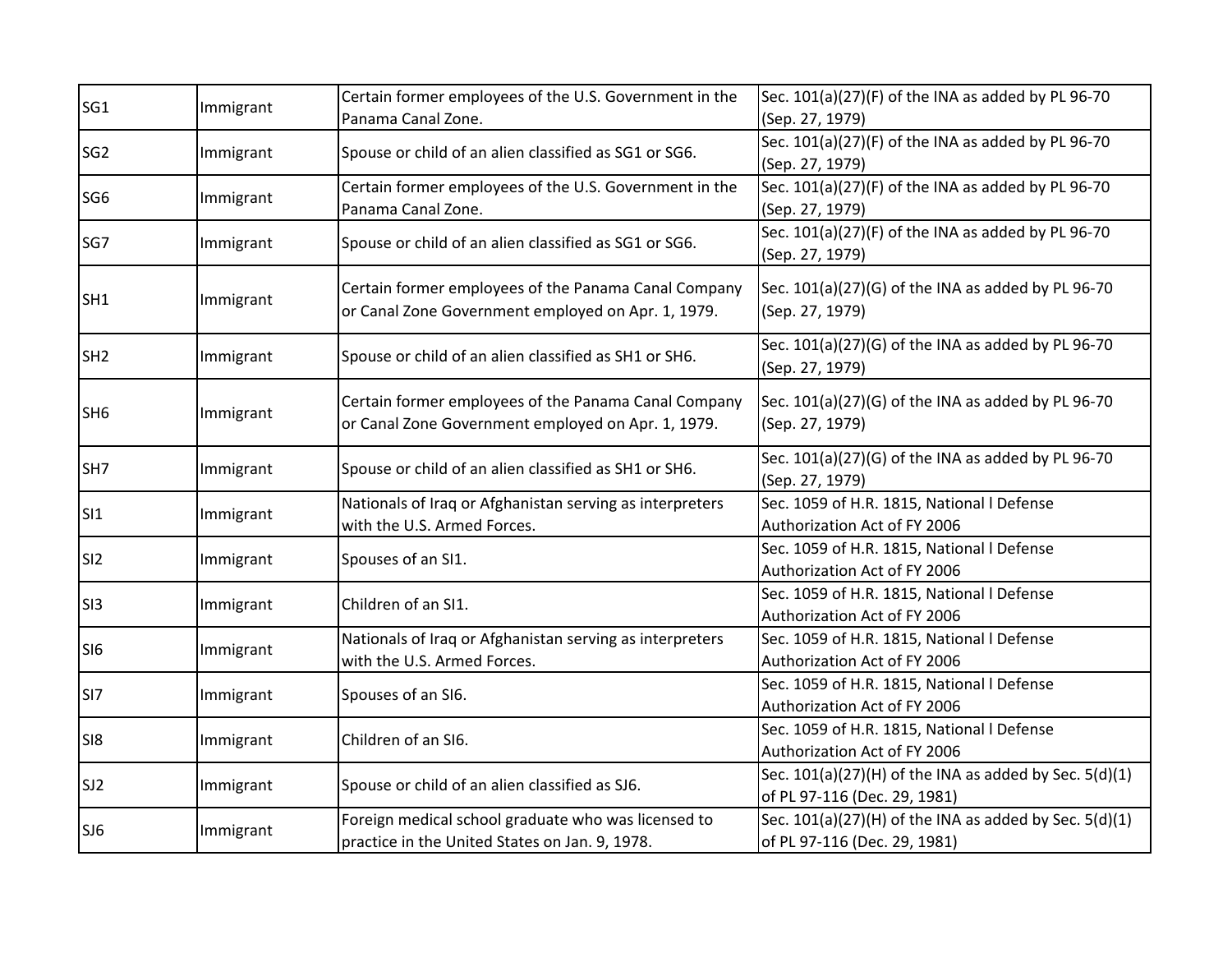| | | | |
|---|---|---|---|
| SG1 | Immigrant | Certain former employees of the U.S. Government in the Panama Canal Zone. | Sec. 101(a)(27)(F) of the INA as added by PL 96-70 (Sep. 27, 1979) |
| SG2 | Immigrant | Spouse or child of an alien classified as SG1 or SG6. | Sec. 101(a)(27)(F) of the INA as added by PL 96-70 (Sep. 27, 1979) |
| SG6 | Immigrant | Certain former employees of the U.S. Government in the Panama Canal Zone. | Sec. 101(a)(27)(F) of the INA as added by PL 96-70 (Sep. 27, 1979) |
| SG7 | Immigrant | Spouse or child of an alien classified as SG1 or SG6. | Sec. 101(a)(27)(F) of the INA as added by PL 96-70 (Sep. 27, 1979) |
| SH1 | Immigrant | Certain former employees of the Panama Canal Company or Canal Zone Government employed on Apr. 1, 1979. | Sec. 101(a)(27)(G) of the INA as added by PL 96-70 (Sep. 27, 1979) |
| SH2 | Immigrant | Spouse or child of an alien classified as SH1 or SH6. | Sec. 101(a)(27)(G) of the INA as added by PL 96-70 (Sep. 27, 1979) |
| SH6 | Immigrant | Certain former employees of the Panama Canal Company or Canal Zone Government employed on Apr. 1, 1979. | Sec. 101(a)(27)(G) of the INA as added by PL 96-70 (Sep. 27, 1979) |
| SH7 | Immigrant | Spouse or child of an alien classified as SH1 or SH6. | Sec. 101(a)(27)(G) of the INA as added by PL 96-70 (Sep. 27, 1979) |
| SI1 | Immigrant | Nationals of Iraq or Afghanistan serving as interpreters with the U.S. Armed Forces. | Sec. 1059 of H.R. 1815, National l Defense Authorization Act of FY 2006 |
| SI2 | Immigrant | Spouses of an SI1. | Sec. 1059 of H.R. 1815, National l Defense Authorization Act of FY 2006 |
| SI3 | Immigrant | Children of an SI1. | Sec. 1059 of H.R. 1815, National l Defense Authorization Act of FY 2006 |
| SI6 | Immigrant | Nationals of Iraq or Afghanistan serving as interpreters with the U.S. Armed Forces. | Sec. 1059 of H.R. 1815, National l Defense Authorization Act of FY 2006 |
| SI7 | Immigrant | Spouses of an SI6. | Sec. 1059 of H.R. 1815, National l Defense Authorization Act of FY 2006 |
| SI8 | Immigrant | Children of an SI6. | Sec. 1059 of H.R. 1815, National l Defense Authorization Act of FY 2006 |
| SJ2 | Immigrant | Spouse or child of an alien classified as SJ6. | Sec. 101(a)(27)(H) of the INA as added by Sec. 5(d)(1) of PL 97-116 (Dec. 29, 1981) |
| SJ6 | Immigrant | Foreign medical school graduate who was licensed to practice in the United States on Jan. 9, 1978. | Sec. 101(a)(27)(H) of the INA as added by Sec. 5(d)(1) of PL 97-116 (Dec. 29, 1981) |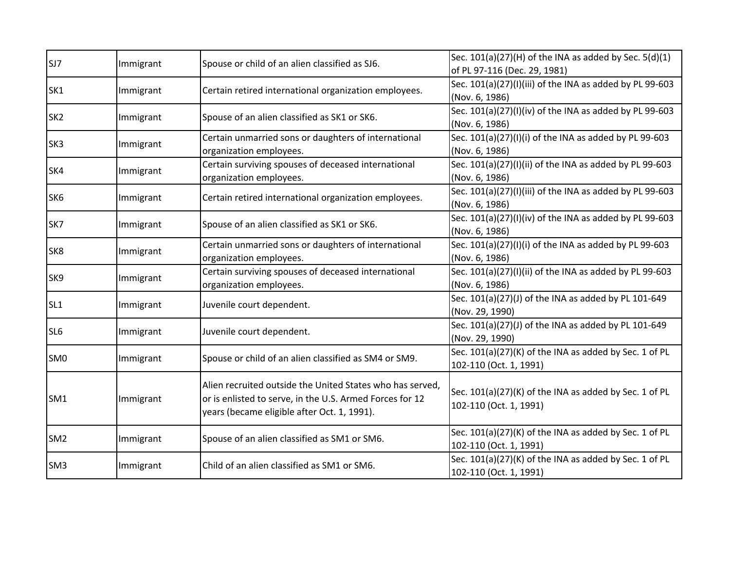| SJ7 | Immigrant | Spouse or child of an alien classified as SJ6. | Sec. 101(a)(27)(H) of the INA as added by Sec. 5(d)(1) of PL 97-116 (Dec. 29, 1981) |
|---|---|---|---|
| SK1 | Immigrant | Certain retired international organization employees. | Sec. 101(a)(27)(I)(iii) of the INA as added by PL 99-603 (Nov. 6, 1986) |
| SK2 | Immigrant | Spouse of an alien classified as SK1 or SK6. | Sec. 101(a)(27)(I)(iv) of the INA as added by PL 99-603 (Nov. 6, 1986) |
| SK3 | Immigrant | Certain unmarried sons or daughters of international organization employees. | Sec. 101(a)(27)(I)(i) of the INA as added by PL 99-603 (Nov. 6, 1986) |
| SK4 | Immigrant | Certain surviving spouses of deceased international organization employees. | Sec. 101(a)(27)(I)(ii) of the INA as added by PL 99-603 (Nov. 6, 1986) |
| SK6 | Immigrant | Certain retired international organization employees. | Sec. 101(a)(27)(I)(iii) of the INA as added by PL 99-603 (Nov. 6, 1986) |
| SK7 | Immigrant | Spouse of an alien classified as SK1 or SK6. | Sec. 101(a)(27)(I)(iv) of the INA as added by PL 99-603 (Nov. 6, 1986) |
| SK8 | Immigrant | Certain unmarried sons or daughters of international organization employees. | Sec. 101(a)(27)(I)(i) of the INA as added by PL 99-603 (Nov. 6, 1986) |
| SK9 | Immigrant | Certain surviving spouses of deceased international organization employees. | Sec. 101(a)(27)(I)(ii) of the INA as added by PL 99-603 (Nov. 6, 1986) |
| SL1 | Immigrant | Juvenile court dependent. | Sec. 101(a)(27)(J) of the INA as added by PL 101-649 (Nov. 29, 1990) |
| SL6 | Immigrant | Juvenile court dependent. | Sec. 101(a)(27)(J) of the INA as added by PL 101-649 (Nov. 29, 1990) |
| SM0 | Immigrant | Spouse or child of an alien classified as SM4 or SM9. | Sec. 101(a)(27)(K) of the INA as added by Sec. 1 of PL 102-110 (Oct. 1, 1991) |
| SM1 | Immigrant | Alien recruited outside the United States who has served, or is enlisted to serve, in the U.S. Armed Forces for 12 years (became eligible after Oct. 1, 1991). | Sec. 101(a)(27)(K) of the INA as added by Sec. 1 of PL 102-110 (Oct. 1, 1991) |
| SM2 | Immigrant | Spouse of an alien classified as SM1 or SM6. | Sec. 101(a)(27)(K) of the INA as added by Sec. 1 of PL 102-110 (Oct. 1, 1991) |
| SM3 | Immigrant | Child of an alien classified as SM1 or SM6. | Sec. 101(a)(27)(K) of the INA as added by Sec. 1 of PL 102-110 (Oct. 1, 1991) |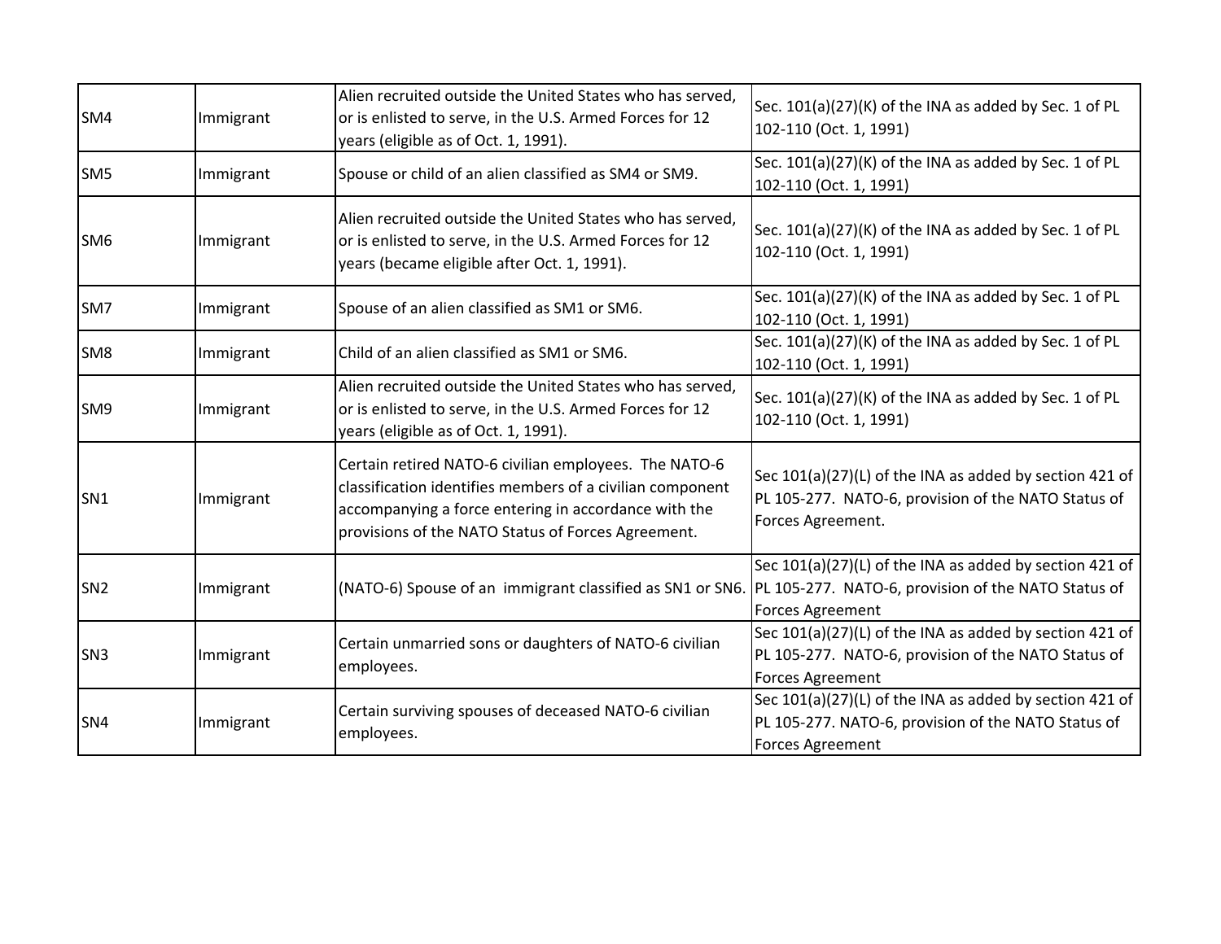| | | | |
|---|---|---|---|
| SM4 | Immigrant | Alien recruited outside the United States who has served, or is enlisted to serve, in the U.S. Armed Forces for 12 years (eligible as of Oct. 1, 1991). | Sec. 101(a)(27)(K) of the INA as added by Sec. 1 of PL 102-110 (Oct. 1, 1991) |
| SM5 | Immigrant | Spouse or child of an alien classified as SM4 or SM9. | Sec. 101(a)(27)(K) of the INA as added by Sec. 1 of PL 102-110 (Oct. 1, 1991) |
| SM6 | Immigrant | Alien recruited outside the United States who has served, or is enlisted to serve, in the U.S. Armed Forces for 12 years (became eligible after Oct. 1, 1991). | Sec. 101(a)(27)(K) of the INA as added by Sec. 1 of PL 102-110 (Oct. 1, 1991) |
| SM7 | Immigrant | Spouse of an alien classified as SM1 or SM6. | Sec. 101(a)(27)(K) of the INA as added by Sec. 1 of PL 102-110 (Oct. 1, 1991) |
| SM8 | Immigrant | Child of an alien classified as SM1 or SM6. | Sec. 101(a)(27)(K) of the INA as added by Sec. 1 of PL 102-110 (Oct. 1, 1991) |
| SM9 | Immigrant | Alien recruited outside the United States who has served, or is enlisted to serve, in the U.S. Armed Forces for 12 years (eligible as of Oct. 1, 1991). | Sec. 101(a)(27)(K) of the INA as added by Sec. 1 of PL 102-110 (Oct. 1, 1991) |
| SN1 | Immigrant | Certain retired NATO-6 civilian employees. The NATO-6 classification identifies members of a civilian component accompanying a force entering in accordance with the provisions of the NATO Status of Forces Agreement. | Sec 101(a)(27)(L) of the INA as added by section 421 of PL 105-277. NATO-6, provision of the NATO Status of Forces Agreement. |
| SN2 | Immigrant | (NATO-6) Spouse of an immigrant classified as SN1 or SN6. | Sec 101(a)(27)(L) of the INA as added by section 421 of PL 105-277. NATO-6, provision of the NATO Status of Forces Agreement |
| SN3 | Immigrant | Certain unmarried sons or daughters of NATO-6 civilian employees. | Sec 101(a)(27)(L) of the INA as added by section 421 of PL 105-277. NATO-6, provision of the NATO Status of Forces Agreement |
| SN4 | Immigrant | Certain surviving spouses of deceased NATO-6 civilian employees. | Sec 101(a)(27)(L) of the INA as added by section 421 of PL 105-277. NATO-6, provision of the NATO Status of Forces Agreement |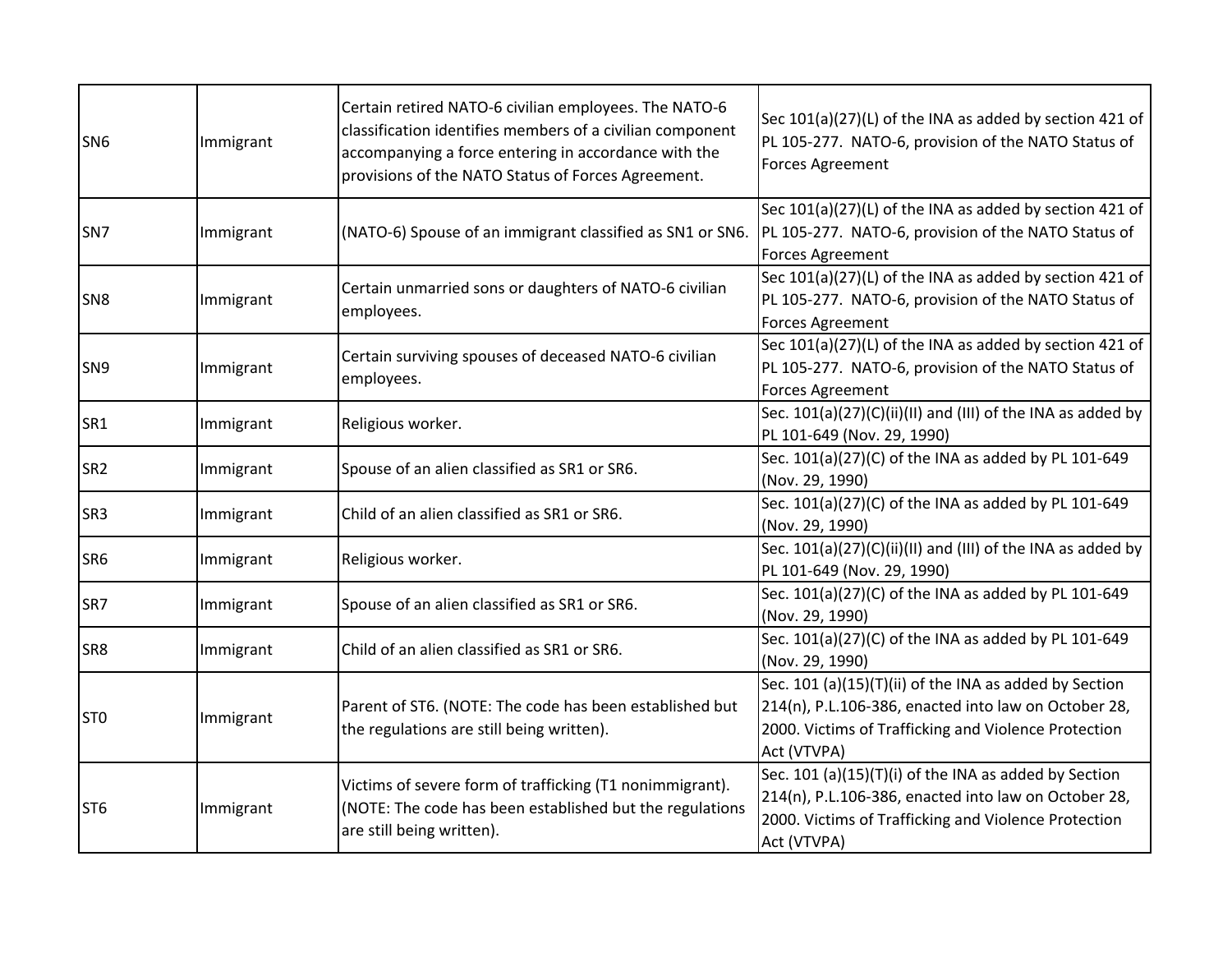| | | | |
|---|---|---|---|
| SN6 | Immigrant | Certain retired NATO-6 civilian employees. The NATO-6 classification identifies members of a civilian component accompanying a force entering in accordance with the provisions of the NATO Status of Forces Agreement. | Sec 101(a)(27)(L) of the INA as added by section 421 of PL 105-277. NATO-6, provision of the NATO Status of Forces Agreement |
| SN7 | Immigrant | (NATO-6) Spouse of an immigrant classified as SN1 or SN6. | Sec 101(a)(27)(L) of the INA as added by section 421 of PL 105-277. NATO-6, provision of the NATO Status of Forces Agreement |
| SN8 | Immigrant | Certain unmarried sons or daughters of NATO-6 civilian employees. | Sec 101(a)(27)(L) of the INA as added by section 421 of PL 105-277. NATO-6, provision of the NATO Status of Forces Agreement |
| SN9 | Immigrant | Certain surviving spouses of deceased NATO-6 civilian employees. | Sec 101(a)(27)(L) of the INA as added by section 421 of PL 105-277. NATO-6, provision of the NATO Status of Forces Agreement |
| SR1 | Immigrant | Religious worker. | Sec. 101(a)(27)(C)(ii)(II) and (III) of the INA as added by PL 101-649 (Nov. 29, 1990) |
| SR2 | Immigrant | Spouse of an alien classified as SR1 or SR6. | Sec. 101(a)(27)(C) of the INA as added by PL 101-649 (Nov. 29, 1990) |
| SR3 | Immigrant | Child of an alien classified as SR1 or SR6. | Sec. 101(a)(27)(C) of the INA as added by PL 101-649 (Nov. 29, 1990) |
| SR6 | Immigrant | Religious worker. | Sec. 101(a)(27)(C)(ii)(II) and (III) of the INA as added by PL 101-649 (Nov. 29, 1990) |
| SR7 | Immigrant | Spouse of an alien classified as SR1 or SR6. | Sec. 101(a)(27)(C) of the INA as added by PL 101-649 (Nov. 29, 1990) |
| SR8 | Immigrant | Child of an alien classified as SR1 or SR6. | Sec. 101(a)(27)(C) of the INA as added by PL 101-649 (Nov. 29, 1990) |
| ST0 | Immigrant | Parent of ST6. (NOTE: The code has been established but the regulations are still being written). | Sec. 101 (a)(15)(T)(ii) of the INA as added by Section 214(n), P.L.106-386, enacted into law on October 28, 2000. Victims of Trafficking and Violence Protection Act (VTVPA) |
| ST6 | Immigrant | Victims of severe form of trafficking (T1 nonimmigrant). (NOTE: The code has been established but the regulations are still being written). | Sec. 101 (a)(15)(T)(i) of the INA as added by Section 214(n), P.L.106-386, enacted into law on October 28, 2000. Victims of Trafficking and Violence Protection Act (VTVPA) |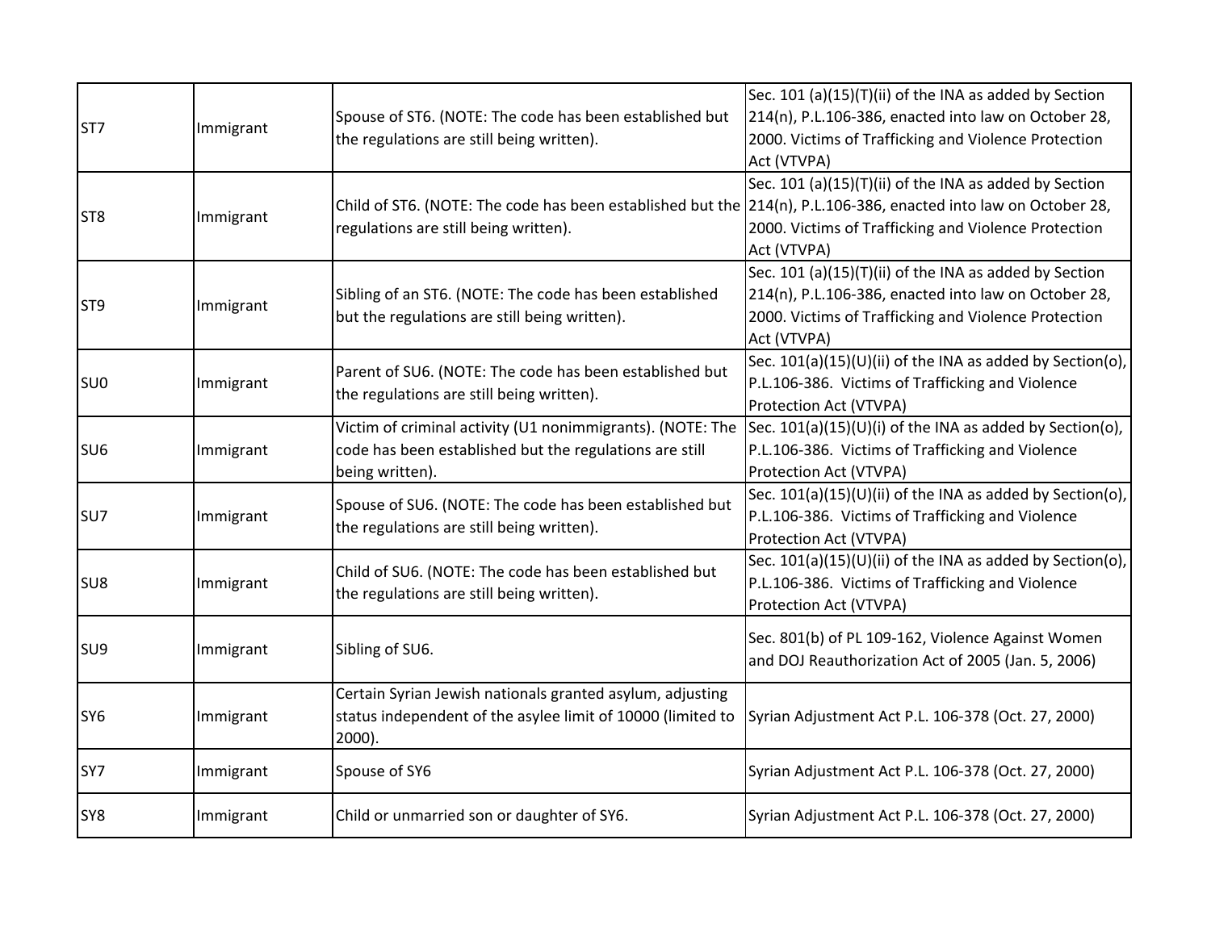| | | | |
|---|---|---|---|
| ST7 | Immigrant | Spouse of ST6. (NOTE: The code has been established but the regulations are still being written). | Sec. 101 (a)(15)(T)(ii) of the INA as added by Section 214(n), P.L.106-386, enacted into law on October 28, 2000. Victims of Trafficking and Violence Protection Act (VTVPA) |
| ST8 | Immigrant | Child of ST6. (NOTE: The code has been established but the regulations are still being written). | Sec. 101 (a)(15)(T)(ii) of the INA as added by Section 214(n), P.L.106-386, enacted into law on October 28, 2000. Victims of Trafficking and Violence Protection Act (VTVPA) |
| ST9 | Immigrant | Sibling of an ST6. (NOTE: The code has been established but the regulations are still being written). | Sec. 101 (a)(15)(T)(ii) of the INA as added by Section 214(n), P.L.106-386, enacted into law on October 28, 2000. Victims of Trafficking and Violence Protection Act (VTVPA) |
| SU0 | Immigrant | Parent of SU6. (NOTE: The code has been established but the regulations are still being written). | Sec. 101(a)(15)(U)(ii) of the INA as added by Section(o), P.L.106-386. Victims of Trafficking and Violence Protection Act (VTVPA) |
| SU6 | Immigrant | Victim of criminal activity (U1 nonimmigrants). (NOTE: The code has been established but the regulations are still being written). | Sec. 101(a)(15)(U)(i) of the INA as added by Section(o), P.L.106-386. Victims of Trafficking and Violence Protection Act (VTVPA) |
| SU7 | Immigrant | Spouse of SU6. (NOTE: The code has been established but the regulations are still being written). | Sec. 101(a)(15)(U)(ii) of the INA as added by Section(o), P.L.106-386. Victims of Trafficking and Violence Protection Act (VTVPA) |
| SU8 | Immigrant | Child of SU6. (NOTE: The code has been established but the regulations are still being written). | Sec. 101(a)(15)(U)(ii) of the INA as added by Section(o), P.L.106-386. Victims of Trafficking and Violence Protection Act (VTVPA) |
| SU9 | Immigrant | Sibling of SU6. | Sec. 801(b) of PL 109-162, Violence Against Women and DOJ Reauthorization Act of 2005 (Jan. 5, 2006) |
| SY6 | Immigrant | Certain Syrian Jewish nationals granted asylum, adjusting status independent of the asylee limit of 10000 (limited to 2000). | Syrian Adjustment Act P.L. 106-378 (Oct. 27, 2000) |
| SY7 | Immigrant | Spouse of SY6 | Syrian Adjustment Act P.L. 106-378 (Oct. 27, 2000) |
| SY8 | Immigrant | Child or unmarried son or daughter of SY6. | Syrian Adjustment Act P.L. 106-378 (Oct. 27, 2000) |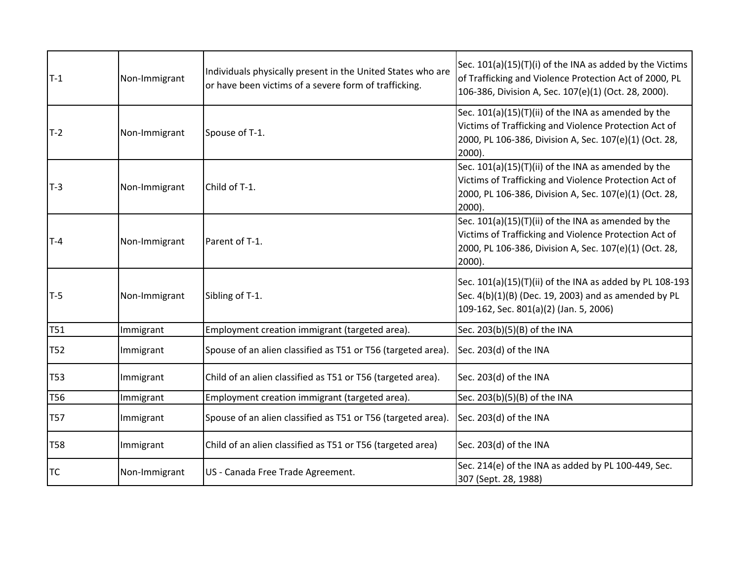| T-1 | Non-Immigrant | Individuals physically present in the United States who are or have been victims of a severe form of trafficking. | Sec. 101(a)(15)(T)(i) of the INA as added by the Victims of Trafficking and Violence Protection Act of 2000, PL 106-386, Division A, Sec. 107(e)(1) (Oct. 28, 2000). |
|---|---|---|---|
| T-2 | Non-Immigrant | Spouse of T-1. | Sec. 101(a)(15)(T)(ii) of the INA as amended by the Victims of Trafficking and Violence Protection Act of 2000, PL 106-386, Division A, Sec. 107(e)(1) (Oct. 28, 2000). |
| T-3 | Non-Immigrant | Child of T-1. | Sec. 101(a)(15)(T)(ii) of the INA as amended by the Victims of Trafficking and Violence Protection Act of 2000, PL 106-386, Division A, Sec. 107(e)(1) (Oct. 28, 2000). |
| T-4 | Non-Immigrant | Parent of T-1. | Sec. 101(a)(15)(T)(ii) of the INA as amended by the Victims of Trafficking and Violence Protection Act of 2000, PL 106-386, Division A, Sec. 107(e)(1) (Oct. 28, 2000). |
| T-5 | Non-Immigrant | Sibling of T-1. | Sec. 101(a)(15)(T)(ii) of the INA as added by PL 108-193 Sec. 4(b)(1)(B) (Dec. 19, 2003) and as amended by PL 109-162, Sec. 801(a)(2) (Jan. 5, 2006) |
| T51 | Immigrant | Employment creation immigrant (targeted area). | Sec. 203(b)(5)(B) of the INA |
| T52 | Immigrant | Spouse of an alien classified as T51 or T56 (targeted area). | Sec. 203(d) of the INA |
| T53 | Immigrant | Child of an alien classified as T51 or T56 (targeted area). | Sec. 203(d) of the INA |
| T56 | Immigrant | Employment creation immigrant (targeted area). | Sec. 203(b)(5)(B) of the INA |
| T57 | Immigrant | Spouse of an alien classified as T51 or T56 (targeted area). | Sec. 203(d) of the INA |
| T58 | Immigrant | Child of an alien classified as T51 or T56 (targeted area) | Sec. 203(d) of the INA |
| TC | Non-Immigrant | US - Canada Free Trade Agreement. | Sec. 214(e) of the INA as added by PL 100-449, Sec. 307 (Sept. 28, 1988) |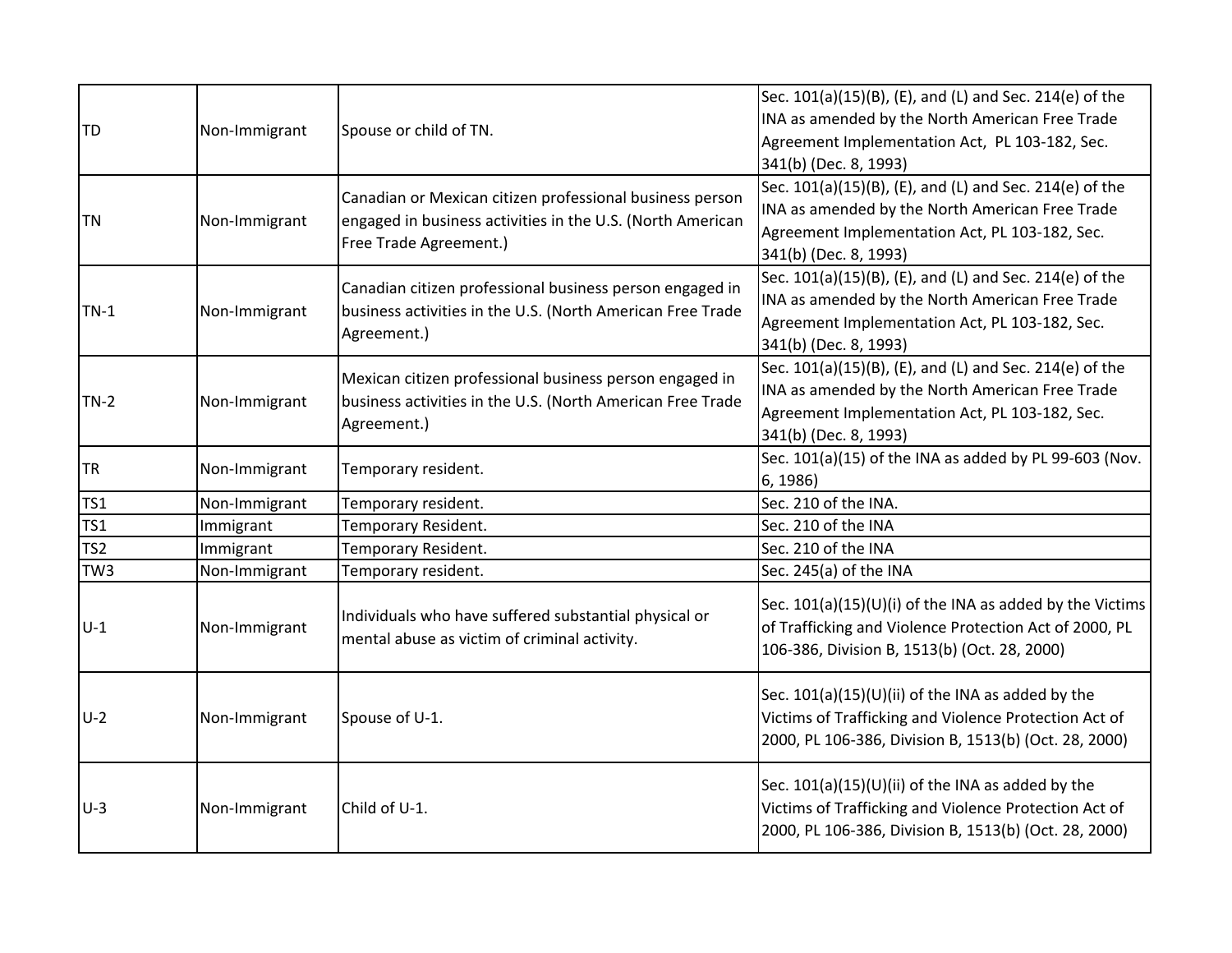| | | | |
|---|---|---|---|
| TD | Non-Immigrant | Spouse or child of TN. | Sec. 101(a)(15)(B), (E), and (L) and Sec. 214(e) of the INA as amended by the North American Free Trade Agreement Implementation Act,  PL 103-182, Sec. 341(b) (Dec. 8, 1993) |
| TN | Non-Immigrant | Canadian or Mexican citizen professional business person engaged in business activities in the U.S. (North American Free Trade Agreement.) | Sec. 101(a)(15)(B), (E), and (L) and Sec. 214(e) of the INA as amended by the North American Free Trade Agreement Implementation Act, PL 103-182, Sec. 341(b) (Dec. 8, 1993) |
| TN-1 | Non-Immigrant | Canadian citizen professional business person engaged in business activities in the U.S. (North American Free Trade Agreement.) | Sec. 101(a)(15)(B), (E), and (L) and Sec. 214(e) of the INA as amended by the North American Free Trade Agreement Implementation Act, PL 103-182, Sec. 341(b) (Dec. 8, 1993) |
| TN-2 | Non-Immigrant | Mexican citizen professional business person engaged in business activities in the U.S. (North American Free Trade Agreement.) | Sec. 101(a)(15)(B), (E), and (L) and Sec. 214(e) of the INA as amended by the North American Free Trade Agreement Implementation Act, PL 103-182, Sec. 341(b) (Dec. 8, 1993) |
| TR | Non-Immigrant | Temporary resident. | Sec. 101(a)(15) of the INA as added by PL 99-603 (Nov. 6, 1986) |
| TS1 | Non-Immigrant | Temporary resident. | Sec. 210 of the INA. |
| TS1 | Immigrant | Temporary Resident. | Sec. 210 of the INA |
| TS2 | Immigrant | Temporary Resident. | Sec. 210 of the INA |
| TW3 | Non-Immigrant | Temporary resident. | Sec. 245(a) of the INA |
| U-1 | Non-Immigrant | Individuals who have suffered substantial physical or mental abuse as victim of criminal activity. | Sec. 101(a)(15)(U)(i) of the INA as added by the Victims of Trafficking and Violence Protection Act of 2000, PL 106-386, Division B, 1513(b) (Oct. 28, 2000) |
| U-2 | Non-Immigrant | Spouse of U-1. | Sec. 101(a)(15)(U)(ii) of the INA as added by the Victims of Trafficking and Violence Protection Act of 2000, PL 106-386, Division B, 1513(b) (Oct. 28, 2000) |
| U-3 | Non-Immigrant | Child of U-1. | Sec. 101(a)(15)(U)(ii) of the INA as added by the Victims of Trafficking and Violence Protection Act of 2000, PL 106-386, Division B, 1513(b) (Oct. 28, 2000) |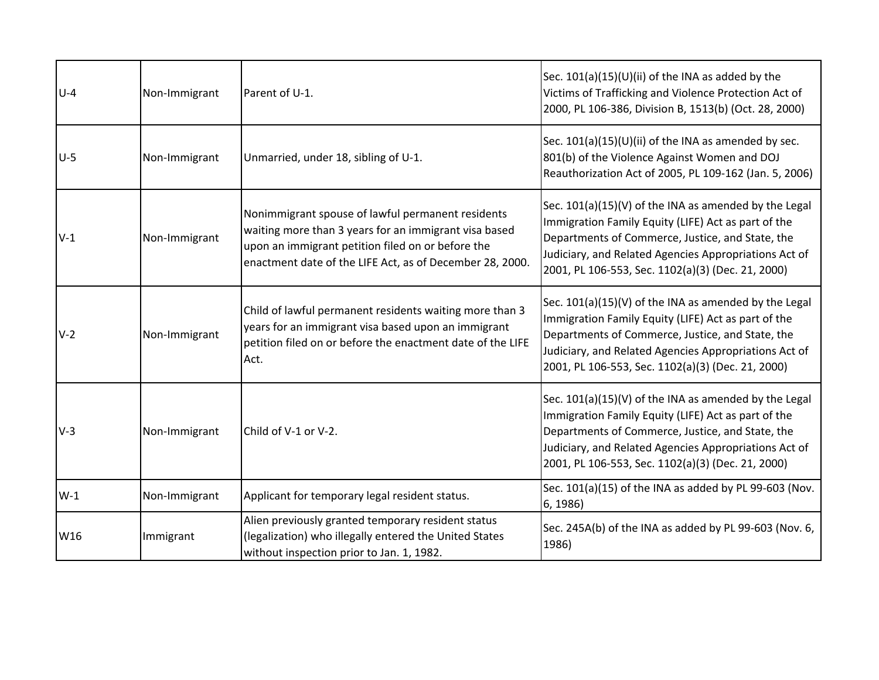| U-4 | Non-Immigrant | Parent of U-1. | Sec. 101(a)(15)(U)(ii) of the INA as added by the Victims of Trafficking and Violence Protection Act of 2000, PL 106-386, Division B, 1513(b) (Oct. 28, 2000) |
|---|---|---|---|
| U-5 | Non-Immigrant | Unmarried, under 18, sibling of U-1. | Sec. 101(a)(15)(U)(ii) of the INA as amended by sec. 801(b) of the Violence Against Women and DOJ Reauthorization Act of 2005, PL 109-162 (Jan. 5, 2006) |
| V-1 | Non-Immigrant | Nonimmigrant spouse of lawful permanent residents waiting more than 3 years for an immigrant visa based upon an immigrant petition filed on or before the enactment date of the LIFE Act, as of December 28, 2000. | Sec. 101(a)(15)(V) of the INA as amended by the Legal Immigration Family Equity (LIFE) Act as part of the Departments of Commerce, Justice, and State, the Judiciary, and Related Agencies Appropriations Act of 2001, PL 106-553, Sec. 1102(a)(3) (Dec. 21, 2000) |
| V-2 | Non-Immigrant | Child of lawful permanent residents waiting more than 3 years for an immigrant visa based upon an immigrant petition filed on or before the enactment date of the LIFE Act. | Sec. 101(a)(15)(V) of the INA as amended by the Legal Immigration Family Equity (LIFE) Act as part of the Departments of Commerce, Justice, and State, the Judiciary, and Related Agencies Appropriations Act of 2001, PL 106-553, Sec. 1102(a)(3) (Dec. 21, 2000) |
| V-3 | Non-Immigrant | Child of V-1 or V-2. | Sec. 101(a)(15)(V) of the INA as amended by the Legal Immigration Family Equity (LIFE) Act as part of the Departments of Commerce, Justice, and State, the Judiciary, and Related Agencies Appropriations Act of 2001, PL 106-553, Sec. 1102(a)(3) (Dec. 21, 2000) |
| W-1 | Non-Immigrant | Applicant for temporary legal resident status. | Sec. 101(a)(15) of the INA as added by PL 99-603 (Nov. 6, 1986) |
| W16 | Immigrant | Alien previously granted temporary resident status (legalization) who illegally entered the United States without inspection prior to Jan. 1, 1982. | Sec. 245A(b) of the INA as added by PL 99-603 (Nov. 6, 1986) |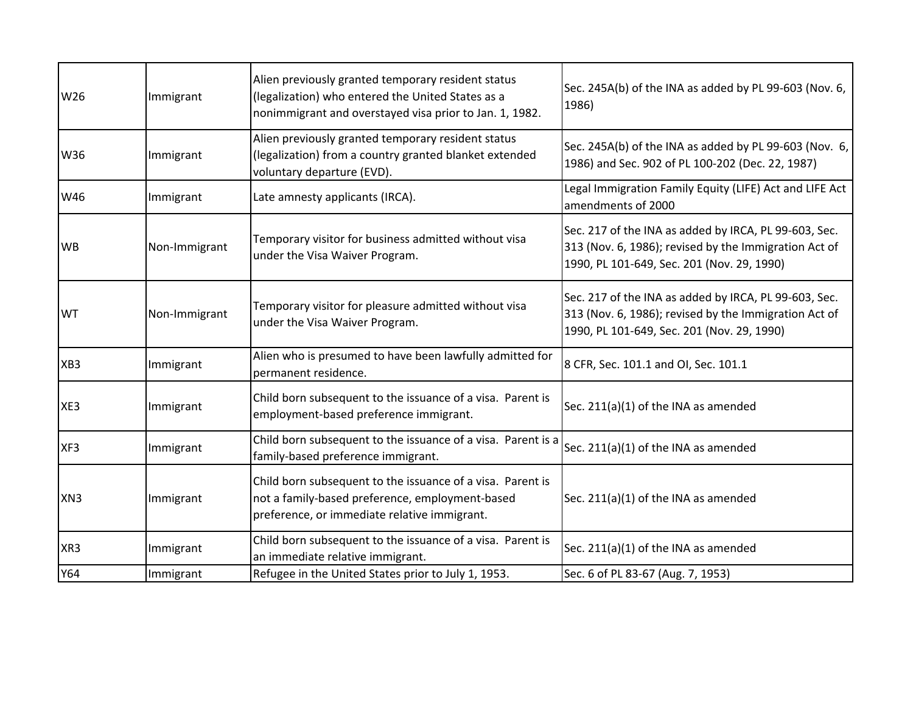| | | | |
|---|---|---|---|
| W26 | Immigrant | Alien previously granted temporary resident status (legalization) who entered the United States as a nonimmigrant and overstayed visa prior to Jan. 1, 1982. | Sec. 245A(b) of the INA as added by PL 99-603 (Nov. 6, 1986) |
| W36 | Immigrant | Alien previously granted temporary resident status (legalization) from a country granted blanket extended voluntary departure (EVD). | Sec. 245A(b) of the INA as added by PL 99-603 (Nov. 6, 1986) and Sec. 902 of PL 100-202 (Dec. 22, 1987) |
| W46 | Immigrant | Late amnesty applicants (IRCA). | Legal Immigration Family Equity (LIFE) Act and LIFE Act amendments of 2000 |
| WB | Non-Immigrant | Temporary visitor for business admitted without visa under the Visa Waiver Program. | Sec. 217 of the INA as added by IRCA, PL 99-603, Sec. 313 (Nov. 6, 1986); revised by the Immigration Act of 1990, PL 101-649, Sec. 201 (Nov. 29, 1990) |
| WT | Non-Immigrant | Temporary visitor for pleasure admitted without visa under the Visa Waiver Program. | Sec. 217 of the INA as added by IRCA, PL 99-603, Sec. 313 (Nov. 6, 1986); revised by the Immigration Act of 1990, PL 101-649, Sec. 201 (Nov. 29, 1990) |
| XB3 | Immigrant | Alien who is presumed to have been lawfully admitted for permanent residence. | 8 CFR, Sec. 101.1 and OI, Sec. 101.1 |
| XE3 | Immigrant | Child born subsequent to the issuance of a visa. Parent is employment-based preference immigrant. | Sec. 211(a)(1) of the INA as amended |
| XF3 | Immigrant | Child born subsequent to the issuance of a visa. Parent is a family-based preference immigrant. | Sec. 211(a)(1) of the INA as amended |
| XN3 | Immigrant | Child born subsequent to the issuance of a visa. Parent is not a family-based preference, employment-based preference, or immediate relative immigrant. | Sec. 211(a)(1) of the INA as amended |
| XR3 | Immigrant | Child born subsequent to the issuance of a visa. Parent is an immediate relative immigrant. | Sec. 211(a)(1) of the INA as amended |
| Y64 | Immigrant | Refugee in the United States prior to July 1, 1953. | Sec. 6 of PL 83-67 (Aug. 7, 1953) |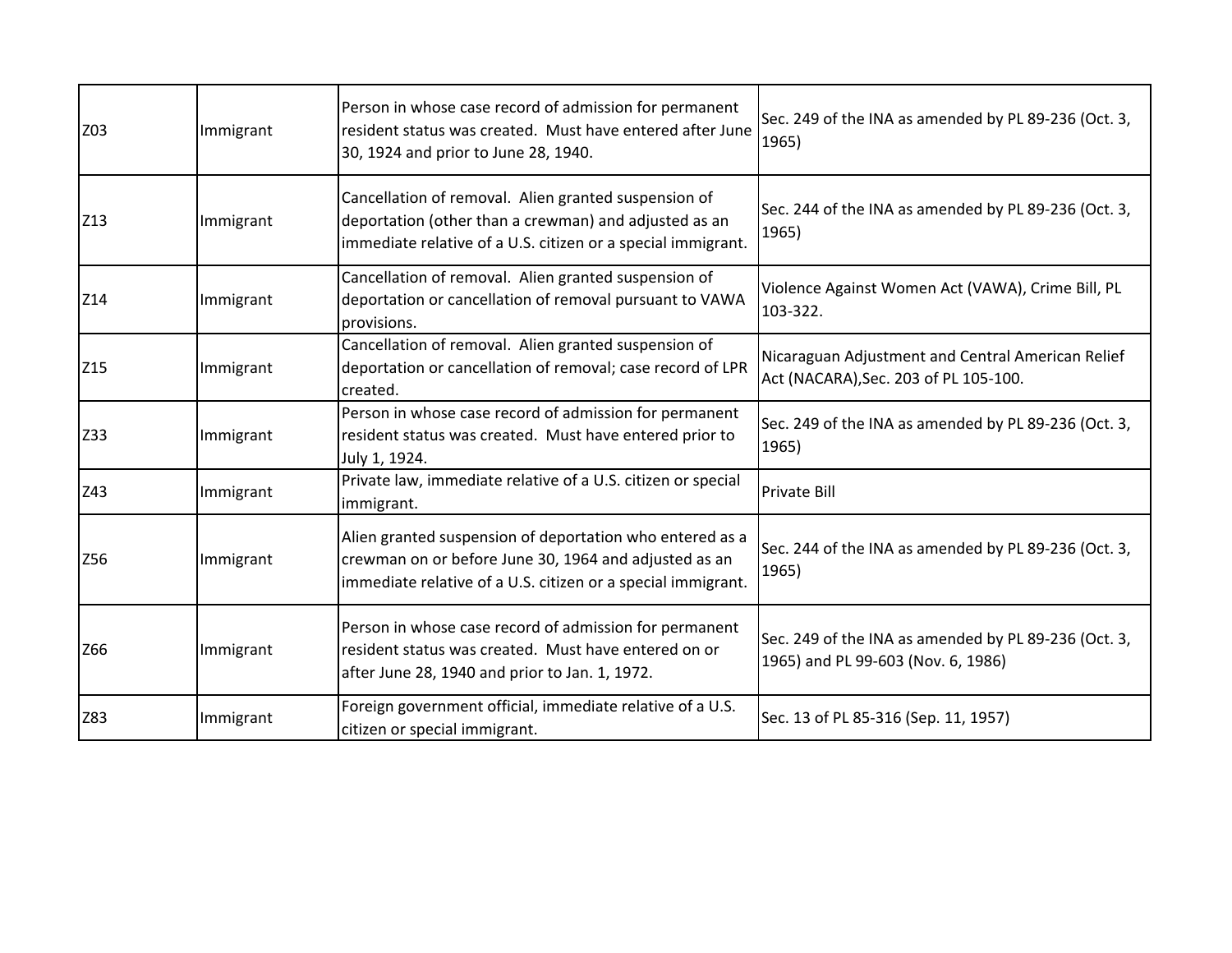| | | | |
|---|---|---|---|
| Z03 | Immigrant | Person in whose case record of admission for permanent resident status was created. Must have entered after June 30, 1924 and prior to June 28, 1940. | Sec. 249 of the INA as amended by PL 89-236 (Oct. 3, 1965) |
| Z13 | Immigrant | Cancellation of removal. Alien granted suspension of deportation (other than a crewman) and adjusted as an immediate relative of a U.S. citizen or a special immigrant. | Sec. 244 of the INA as amended by PL 89-236 (Oct. 3, 1965) |
| Z14 | Immigrant | Cancellation of removal. Alien granted suspension of deportation or cancellation of removal pursuant to VAWA provisions. | Violence Against Women Act (VAWA), Crime Bill, PL 103-322. |
| Z15 | Immigrant | Cancellation of removal. Alien granted suspension of deportation or cancellation of removal; case record of LPR created. | Nicaraguan Adjustment and Central American Relief Act (NACARA),Sec. 203 of PL 105-100. |
| Z33 | Immigrant | Person in whose case record of admission for permanent resident status was created. Must have entered prior to July 1, 1924. | Sec. 249 of the INA as amended by PL 89-236 (Oct. 3, 1965) |
| Z43 | Immigrant | Private law, immediate relative of a U.S. citizen or special immigrant. | Private Bill |
| Z56 | Immigrant | Alien granted suspension of deportation who entered as a crewman on or before June 30, 1964 and adjusted as an immediate relative of a U.S. citizen or a special immigrant. | Sec. 244 of the INA as amended by PL 89-236 (Oct. 3, 1965) |
| Z66 | Immigrant | Person in whose case record of admission for permanent resident status was created. Must have entered on or after June 28, 1940 and prior to Jan. 1, 1972. | Sec. 249 of the INA as amended by PL 89-236 (Oct. 3, 1965) and PL 99-603 (Nov. 6, 1986) |
| Z83 | Immigrant | Foreign government official, immediate relative of a U.S. citizen or special immigrant. | Sec. 13 of PL 85-316 (Sep. 11, 1957) |